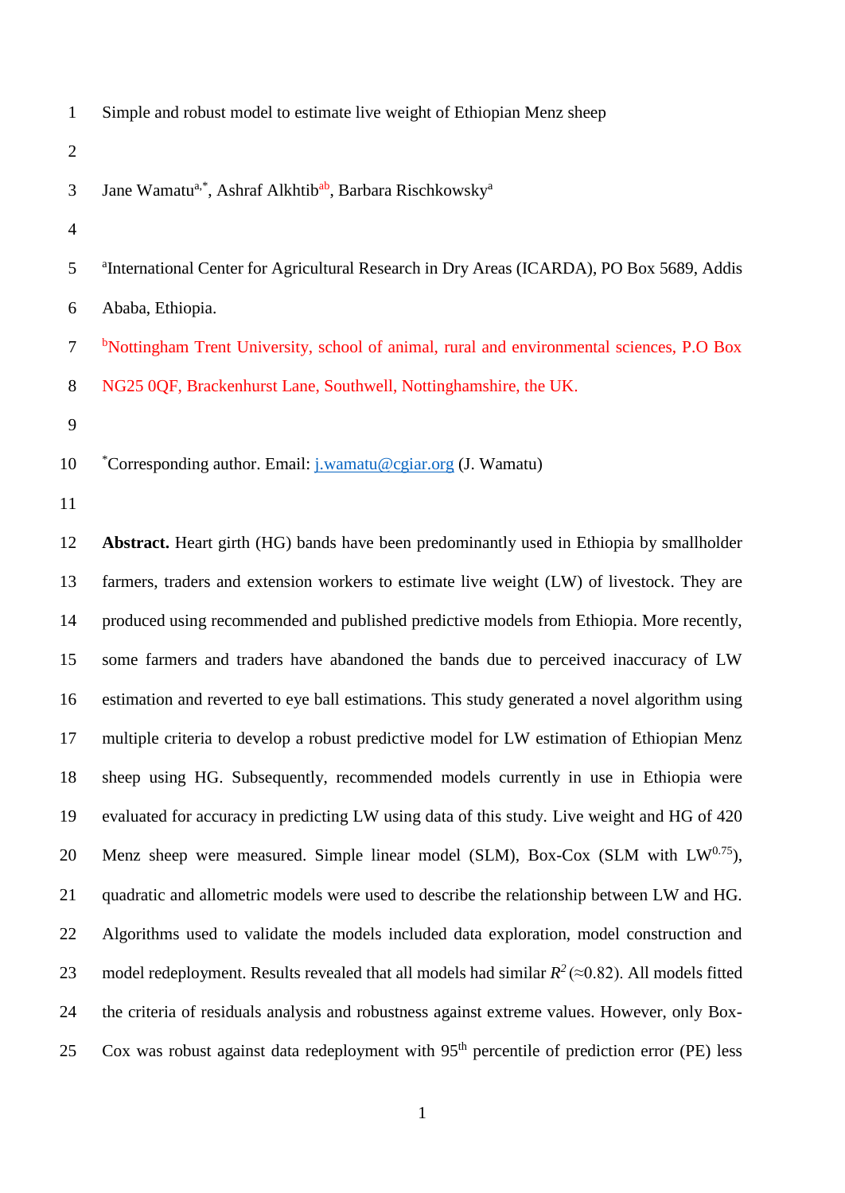# Simple and robust model to estimate live weight of Ethiopian Menz sheep

Jane Wamatu[a,*], Ashraf Alkhtib[ab], Barbara Rischkowsky[a]

[a]International Center for Agricultural Research in Dry Areas (ICARDA), PO Box 5689, Addis Ababa, Ethiopia.

[b]Nottingham Trent University, school of animal, rural and environmental sciences, P.O Box NG25 0QF, Brackenhurst Lane, Southwell, Nottinghamshire, the UK.

[*]Corresponding author. Email: j.wamatu@cgiar.org (J. Wamatu)

**Abstract.** Heart girth (HG) bands have been predominantly used in Ethiopia by smallholder farmers, traders and extension workers to estimate live weight (LW) of livestock. They are produced using recommended and published predictive models from Ethiopia. More recently, some farmers and traders have abandoned the bands due to perceived inaccuracy of LW estimation and reverted to eye ball estimations. This study generated a novel algorithm using multiple criteria to develop a robust predictive model for LW estimation of Ethiopian Menz sheep using HG. Subsequently, recommended models currently in use in Ethiopia were evaluated for accuracy in predicting LW using data of this study. Live weight and HG of 420 Menz sheep were measured. Simple linear model (SLM), Box-Cox (SLM with $LW^{0.75}$), quadratic and allometric models were used to describe the relationship between LW and HG. Algorithms used to validate the models included data exploration, model construction and model redeployment. Results revealed that all models had similar $R^2$ (≈0.82). All models fitted the criteria of residuals analysis and robustness against extreme values. However, only Box-Cox was robust against data redeployment with $95^{th}$ percentile of prediction error (PE) less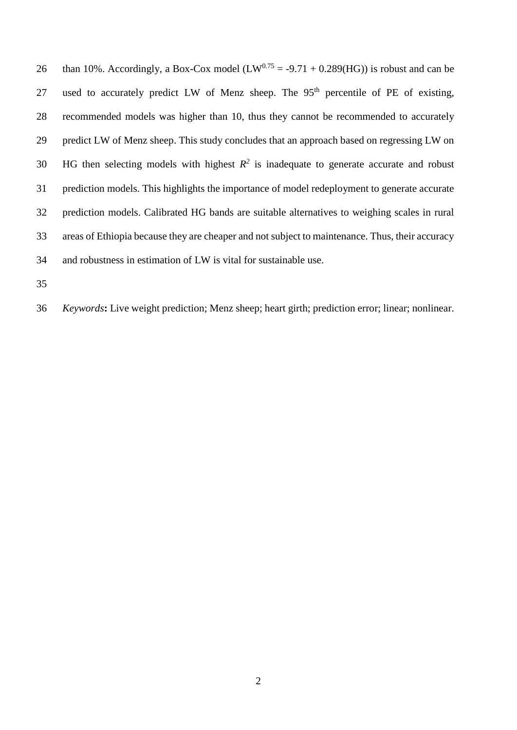than 10%. Accordingly, a Box-Cox model ($LW^{0.75}$ = -9.71 + 0.289(HG)) is robust and can be used to accurately predict LW of Menz sheep. The 95[th] percentile of PE of existing, recommended models was higher than 10, thus they cannot be recommended to accurately predict LW of Menz sheep. This study concludes that an approach based on regressing LW on HG then selecting models with highest $R^2$ is inadequate to generate accurate and robust prediction models. This highlights the importance of model redeployment to generate accurate prediction models. Calibrated HG bands are suitable alternatives to weighing scales in rural areas of Ethiopia because they are cheaper and not subject to maintenance. Thus, their accuracy and robustness in estimation of LW is vital for sustainable use.

*Keywords***:** Live weight prediction; Menz sheep; heart girth; prediction error; linear; nonlinear.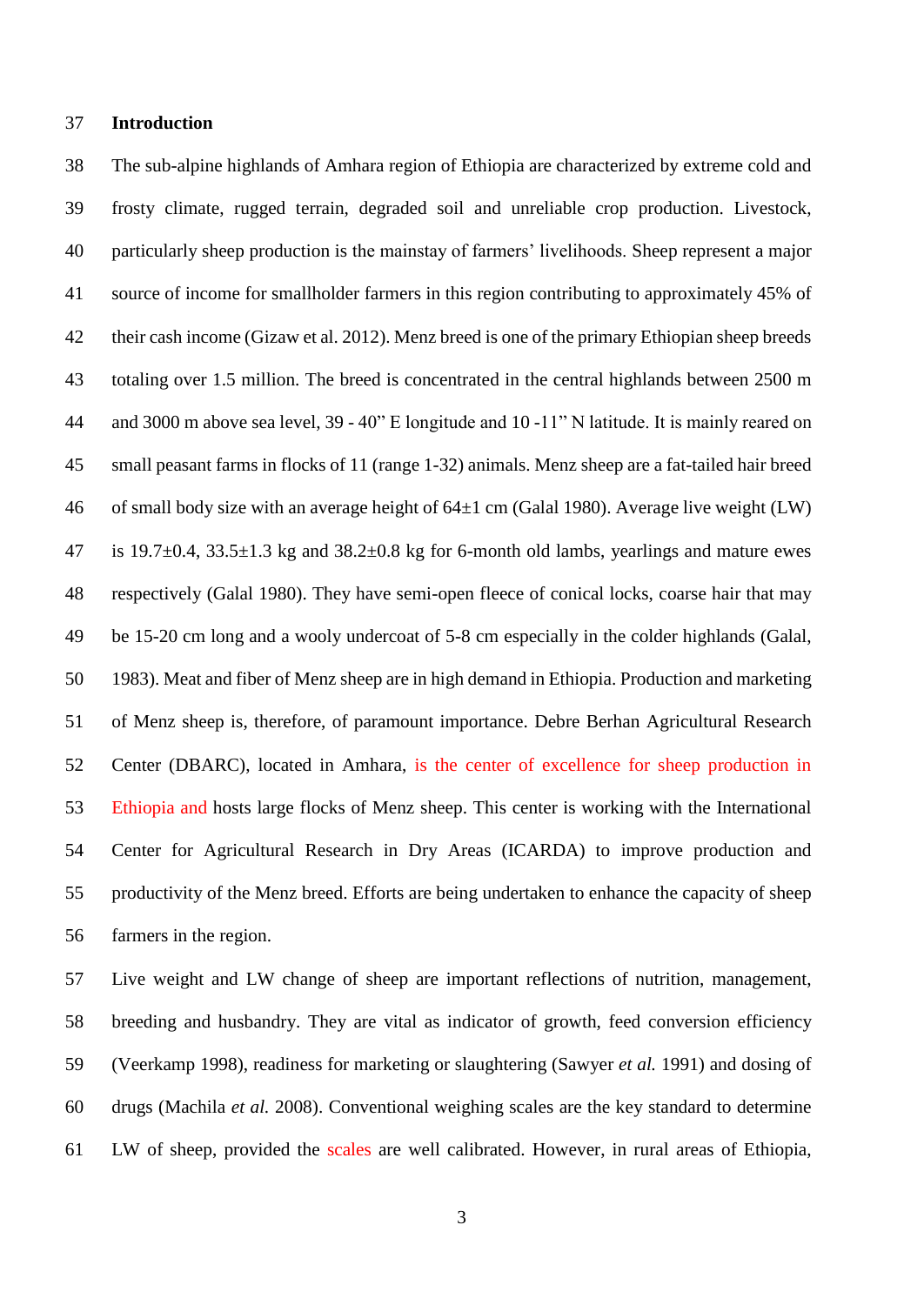## Introduction

The sub-alpine highlands of Amhara region of Ethiopia are characterized by extreme cold and frosty climate, rugged terrain, degraded soil and unreliable crop production. Livestock, particularly sheep production is the mainstay of farmers' livelihoods. Sheep represent a major source of income for smallholder farmers in this region contributing to approximately 45% of their cash income (Gizaw et al. 2012). Menz breed is one of the primary Ethiopian sheep breeds totaling over 1.5 million. The breed is concentrated in the central highlands between 2500 m and 3000 m above sea level, 39 - 40" E longitude and 10 -11" N latitude. It is mainly reared on small peasant farms in flocks of 11 (range 1-32) animals. Menz sheep are a fat-tailed hair breed of small body size with an average height of 64±1 cm (Galal 1980). Average live weight (LW) is 19.7±0.4, 33.5±1.3 kg and 38.2±0.8 kg for 6-month old lambs, yearlings and mature ewes respectively (Galal 1980). They have semi-open fleece of conical locks, coarse hair that may be 15-20 cm long and a wooly undercoat of 5-8 cm especially in the colder highlands (Galal, 1983). Meat and fiber of Menz sheep are in high demand in Ethiopia. Production and marketing of Menz sheep is, therefore, of paramount importance. Debre Berhan Agricultural Research Center (DBARC), located in Amhara, is the center of excellence for sheep production in Ethiopia and hosts large flocks of Menz sheep. This center is working with the International Center for Agricultural Research in Dry Areas (ICARDA) to improve production and productivity of the Menz breed. Efforts are being undertaken to enhance the capacity of sheep farmers in the region.

Live weight and LW change of sheep are important reflections of nutrition, management, breeding and husbandry. They are vital as indicator of growth, feed conversion efficiency (Veerkamp 1998), readiness for marketing or slaughtering (Sawyer *et al.* 1991) and dosing of drugs (Machila *et al.* 2008). Conventional weighing scales are the key standard to determine LW of sheep, provided the scales are well calibrated. However, in rural areas of Ethiopia,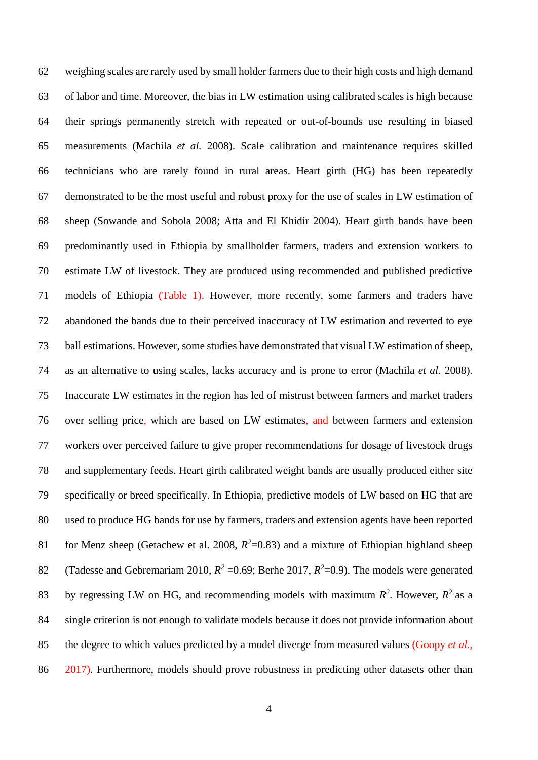weighing scales are rarely used by small holder farmers due to their high costs and high demand of labor and time. Moreover, the bias in LW estimation using calibrated scales is high because their springs permanently stretch with repeated or out-of-bounds use resulting in biased measurements (Machila *et al.* 2008). Scale calibration and maintenance requires skilled technicians who are rarely found in rural areas. Heart girth (HG) has been repeatedly demonstrated to be the most useful and robust proxy for the use of scales in LW estimation of sheep (Sowande and Sobola 2008; Atta and El Khidir 2004). Heart girth bands have been predominantly used in Ethiopia by smallholder farmers, traders and extension workers to estimate LW of livestock. They are produced using recommended and published predictive models of Ethiopia (Table 1). However, more recently, some farmers and traders have abandoned the bands due to their perceived inaccuracy of LW estimation and reverted to eye ball estimations. However, some studies have demonstrated that visual LW estimation of sheep, as an alternative to using scales, lacks accuracy and is prone to error (Machila *et al.* 2008). Inaccurate LW estimates in the region has led of mistrust between farmers and market traders over selling price, which are based on LW estimates, and between farmers and extension workers over perceived failure to give proper recommendations for dosage of livestock drugs and supplementary feeds. Heart girth calibrated weight bands are usually produced either site specifically or breed specifically. In Ethiopia, predictive models of LW based on HG that are used to produce HG bands for use by farmers, traders and extension agents have been reported for Menz sheep (Getachew et al. 2008, $R^2$=0.83) and a mixture of Ethiopian highland sheep (Tadesse and Gebremariam 2010, $R^2$ =0.69; Berhe 2017, $R^2$=0.9). The models were generated by regressing LW on HG, and recommending models with maximum $R^2$. However, $R^2$ as a single criterion is not enough to validate models because it does not provide information about the degree to which values predicted by a model diverge from measured values (Goopy *et al.*, 2017). Furthermore, models should prove robustness in predicting other datasets other than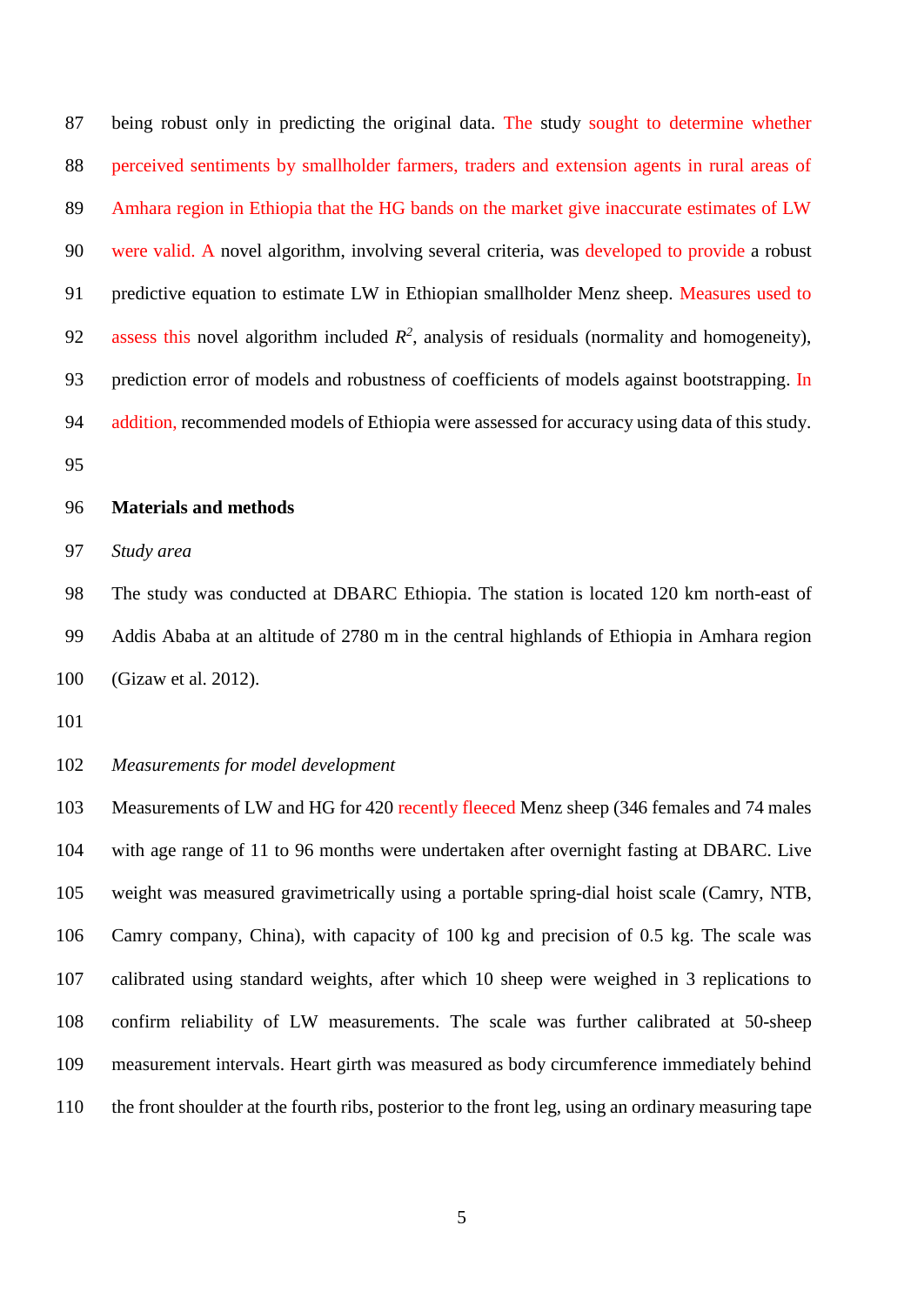being robust only in predicting the original data. The study sought to determine whether perceived sentiments by smallholder farmers, traders and extension agents in rural areas of Amhara region in Ethiopia that the HG bands on the market give inaccurate estimates of LW were valid. A novel algorithm, involving several criteria, was developed to provide a robust predictive equation to estimate LW in Ethiopian smallholder Menz sheep. Measures used to assess this novel algorithm included $R^2$, analysis of residuals (normality and homogeneity), prediction error of models and robustness of coefficients of models against bootstrapping. In addition, recommended models of Ethiopia were assessed for accuracy using data of this study.

## Materials and methods

### *Study area*

The study was conducted at DBARC Ethiopia. The station is located 120 km north-east of Addis Ababa at an altitude of 2780 m in the central highlands of Ethiopia in Amhara region (Gizaw et al. 2012).

### *Measurements for model development*

Measurements of LW and HG for 420 recently fleeced Menz sheep (346 females and 74 males with age range of 11 to 96 months were undertaken after overnight fasting at DBARC. Live weight was measured gravimetrically using a portable spring-dial hoist scale (Camry, NTB, Camry company, China), with capacity of 100 kg and precision of 0.5 kg. The scale was calibrated using standard weights, after which 10 sheep were weighed in 3 replications to confirm reliability of LW measurements. The scale was further calibrated at 50-sheep measurement intervals. Heart girth was measured as body circumference immediately behind the front shoulder at the fourth ribs, posterior to the front leg, using an ordinary measuring tape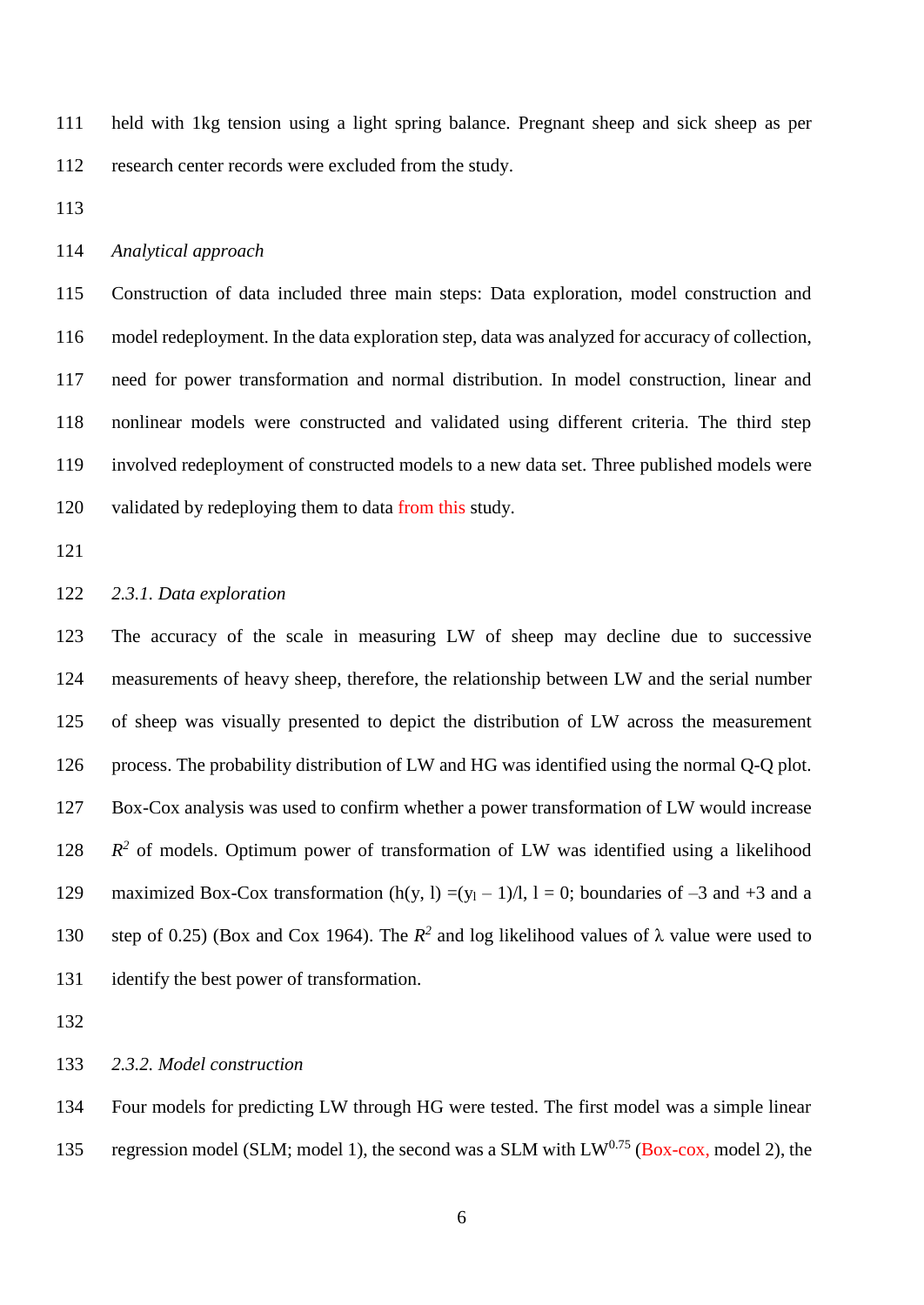held with 1kg tension using a light spring balance. Pregnant sheep and sick sheep as per research center records were excluded from the study.

*Analytical approach*

Construction of data included three main steps: Data exploration, model construction and model redeployment. In the data exploration step, data was analyzed for accuracy of collection, need for power transformation and normal distribution. In model construction, linear and nonlinear models were constructed and validated using different criteria. The third step involved redeployment of constructed models to a new data set. Three published models were validated by redeploying them to data from this study.

*2.3.1. Data exploration*

The accuracy of the scale in measuring LW of sheep may decline due to successive measurements of heavy sheep, therefore, the relationship between LW and the serial number of sheep was visually presented to depict the distribution of LW across the measurement process. The probability distribution of LW and HG was identified using the normal Q-Q plot. Box-Cox analysis was used to confirm whether a power transformation of LW would increase $R^2$ of models. Optimum power of transformation of LW was identified using a likelihood maximized Box-Cox transformation ($h(y, l) = (y_l - 1)/l$, $l = 0$; boundaries of –3 and +3 and a step of 0.25) (Box and Cox 1964). The $R^2$ and log likelihood values of λ value were used to identify the best power of transformation.

*2.3.2. Model construction*

Four models for predicting LW through HG were tested. The first model was a simple linear regression model (SLM; model 1), the second was a SLM with $LW^{0.75}$ (Box-cox, model 2), the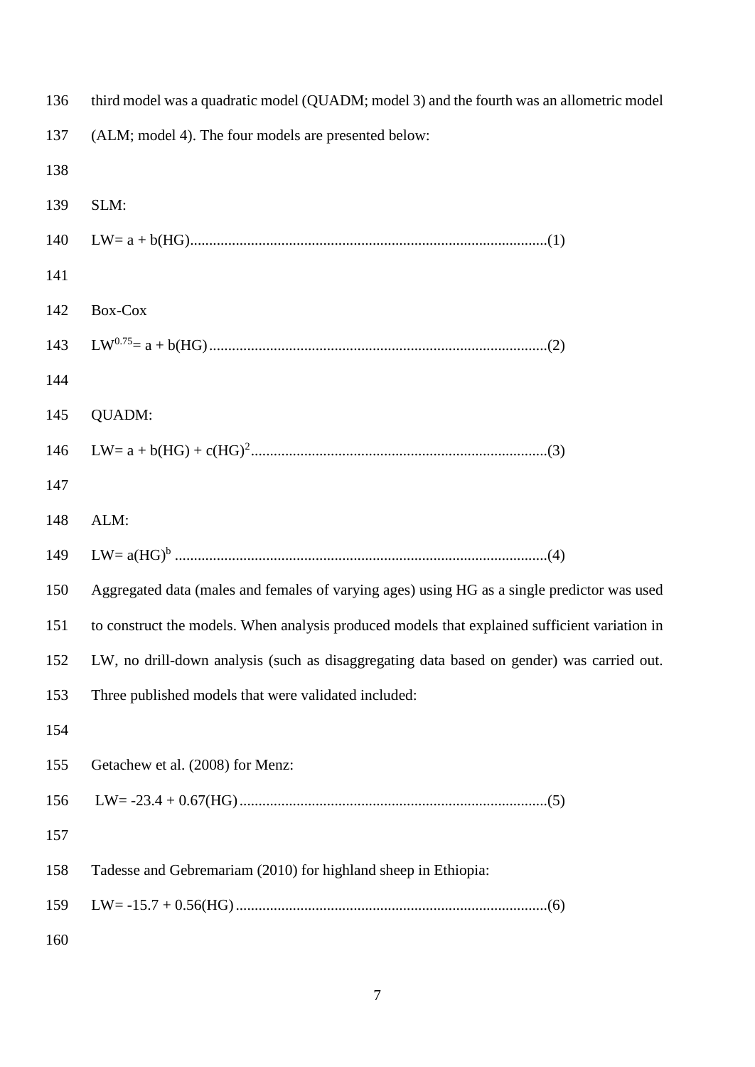third model was a quadratic model (QUADM; model 3) and the fourth was an allometric model (ALM; model 4). The four models are presented below:

SLM:

$$LW = a + b(HG) \quad (1)$$

Box-Cox

$$LW^{0.75} = a + b(HG) \quad (2)$$

QUADM:

$$LW = a + b(HG) + c(HG)^2 \quad (3)$$

ALM:

$$LW = a(HG)^b \quad (4)$$

Aggregated data (males and females of varying ages) using HG as a single predictor was used to construct the models. When analysis produced models that explained sufficient variation in LW, no drill-down analysis (such as disaggregating data based on gender) was carried out. Three published models that were validated included:

Getachew et al. (2008) for Menz:

$$LW = -23.4 + 0.67(HG) \quad (5)$$

Tadesse and Gebremariam (2010) for highland sheep in Ethiopia:

$$LW = -15.7 + 0.56(HG) \quad (6)$$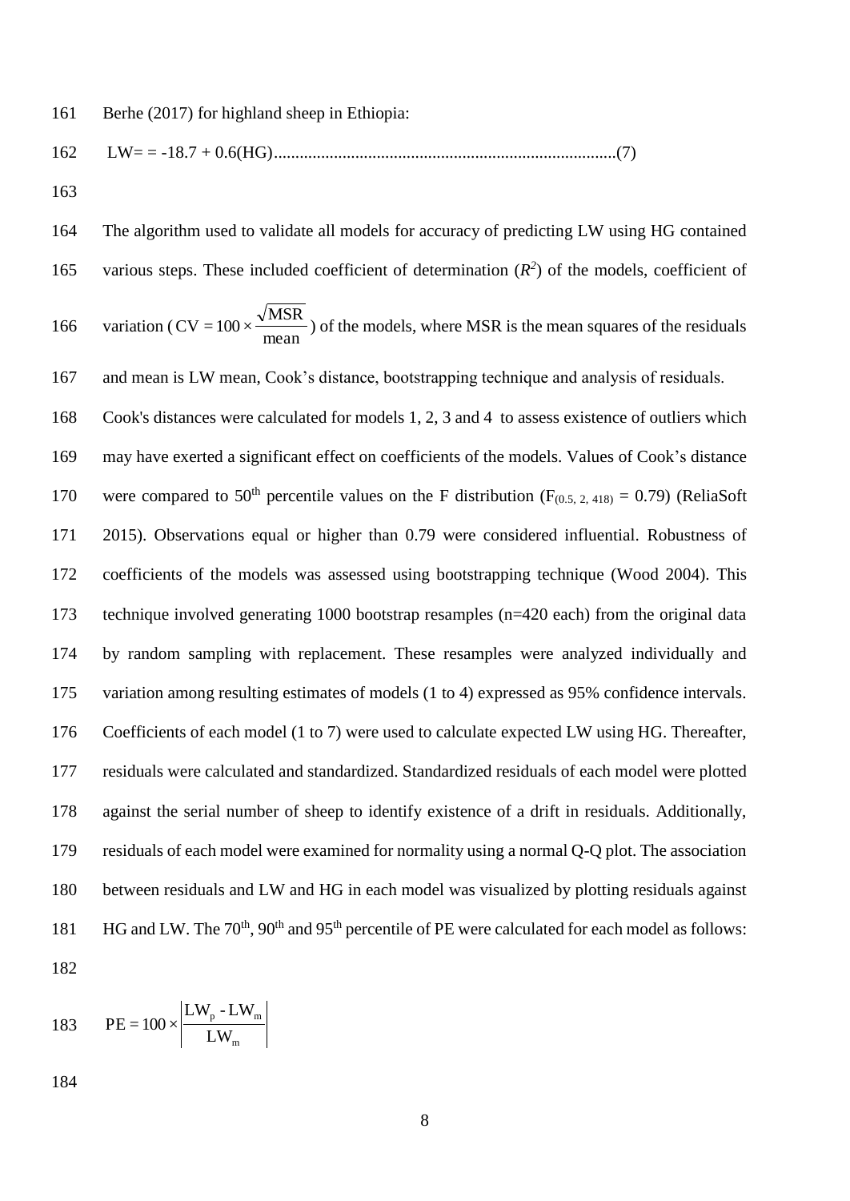Berhe (2017) for highland sheep in Ethiopia:

LW= = -18.7 + 0.6(HG)................................................................................(7)

The algorithm used to validate all models for accuracy of predicting LW using HG contained various steps. These included coefficient of determination ($R^2$) of the models, coefficient of variation ($CV = 100 \times \frac{\sqrt{MSR}}{mean}$) of the models, where MSR is the mean squares of the residuals and mean is LW mean, Cook's distance, bootstrapping technique and analysis of residuals. Cook's distances were calculated for models 1, 2, 3 and 4 to assess existence of outliers which may have exerted a significant effect on coefficients of the models. Values of Cook's distance were compared to 50th percentile values on the F distribution ($F_{(0.5, 2, 418)} = 0.79$) (ReliaSoft 2015). Observations equal or higher than 0.79 were considered influential. Robustness of coefficients of the models was assessed using bootstrapping technique (Wood 2004). This technique involved generating 1000 bootstrap resamples (n=420 each) from the original data by random sampling with replacement. These resamples were analyzed individually and variation among resulting estimates of models (1 to 4) expressed as 95% confidence intervals. Coefficients of each model (1 to 7) were used to calculate expected LW using HG. Thereafter, residuals were calculated and standardized. Standardized residuals of each model were plotted against the serial number of sheep to identify existence of a drift in residuals. Additionally, residuals of each model were examined for normality using a normal Q-Q plot. The association between residuals and LW and HG in each model was visualized by plotting residuals against HG and LW. The 70th, 90th and 95th percentile of PE were calculated for each model as follows:

$$PE = 100 \times \left| \frac{LW_p - LW_m}{LW_m} \right|$$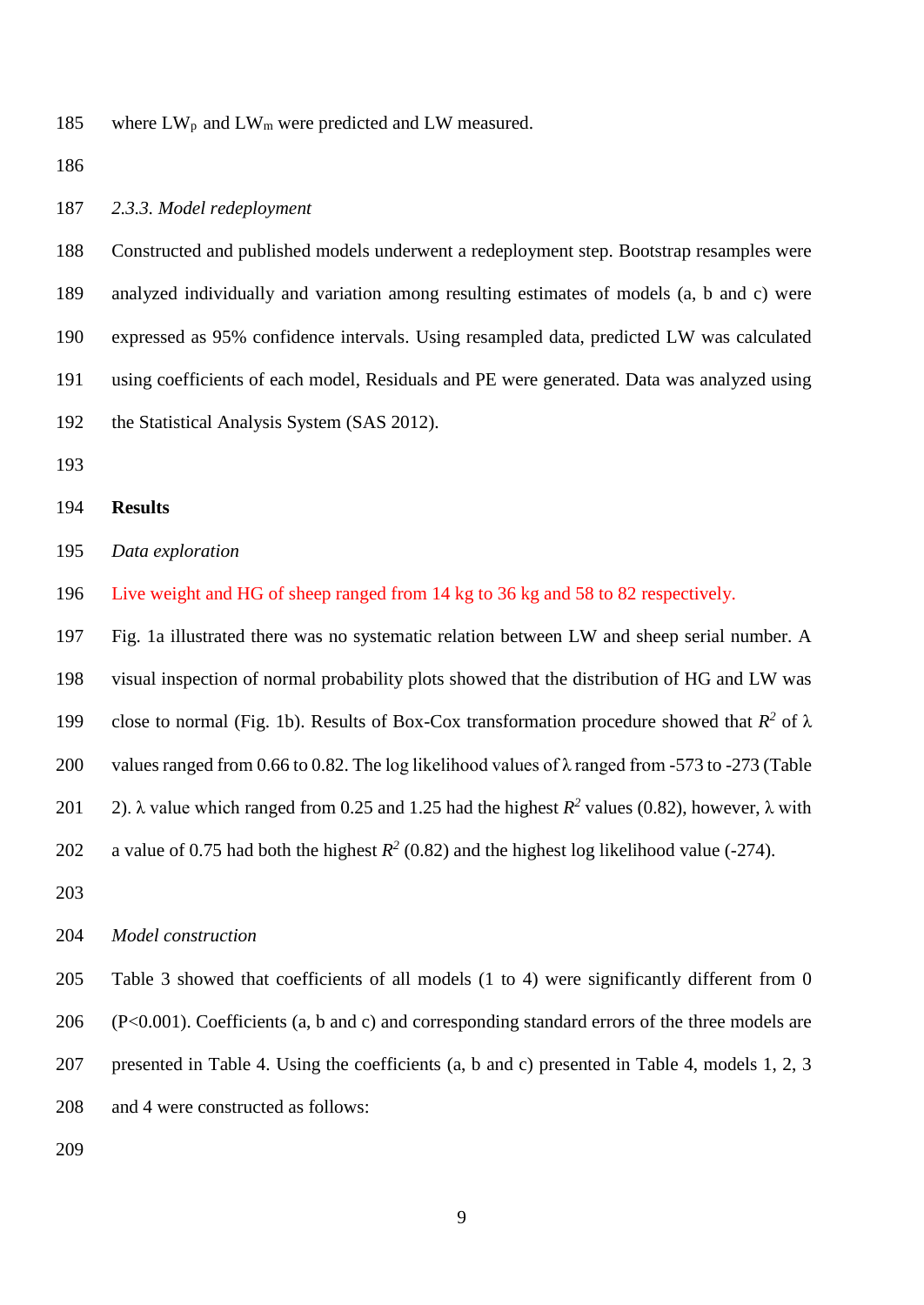where $LW_p$ and $LW_m$ were predicted and LW measured.

*2.3.3. Model redeployment*

Constructed and published models underwent a redeployment step. Bootstrap resamples were analyzed individually and variation among resulting estimates of models (a, b and c) were expressed as 95% confidence intervals. Using resampled data, predicted LW was calculated using coefficients of each model, Residuals and PE were generated. Data was analyzed using the Statistical Analysis System (SAS 2012).

## Results

*Data exploration*

Live weight and HG of sheep ranged from 14 kg to 36 kg and 58 to 82 respectively.

Fig. 1a illustrated there was no systematic relation between LW and sheep serial number. A visual inspection of normal probability plots showed that the distribution of HG and LW was close to normal (Fig. 1b). Results of Box-Cox transformation procedure showed that $R^2$ of $\lambda$ values ranged from 0.66 to 0.82. The log likelihood values of $\lambda$ ranged from -573 to -273 (Table 2). $\lambda$ value which ranged from 0.25 and 1.25 had the highest $R^2$ values (0.82), however, $\lambda$ with a value of 0.75 had both the highest $R^2$ (0.82) and the highest log likelihood value (-274).

*Model construction*

Table 3 showed that coefficients of all models (1 to 4) were significantly different from 0 ($P<0.001$). Coefficients (a, b and c) and corresponding standard errors of the three models are presented in Table 4. Using the coefficients (a, b and c) presented in Table 4, models 1, 2, 3 and 4 were constructed as follows: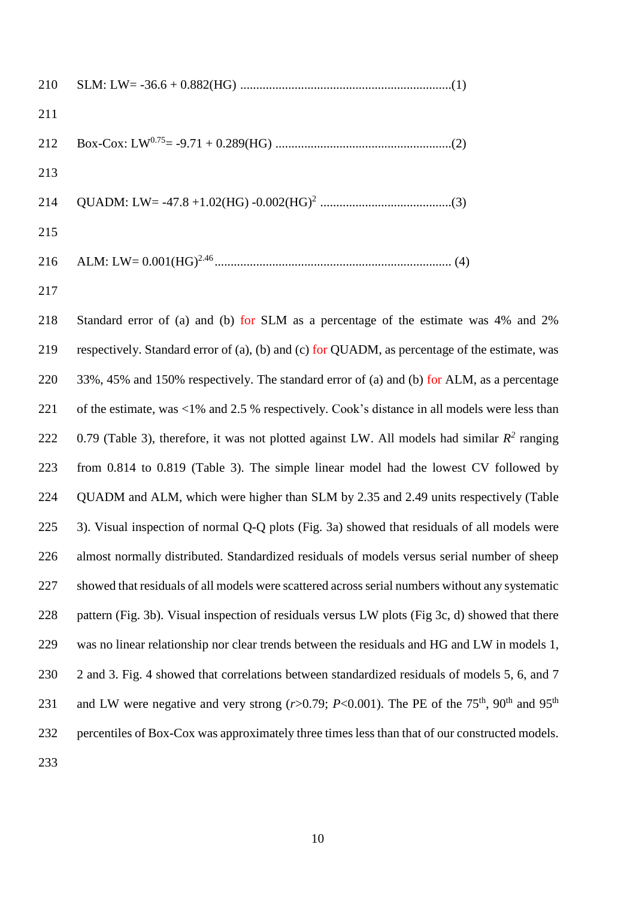SLM: $LW = -36.6 + 0.882(HG)$ ....................................................................(1)

Box-Cox: $LW^{0.75} = -9.71 + 0.289(HG)$ ........................................................(2)

QUADM: $LW = -47.8 + 1.02(HG) - 0.002(HG)^2$ .........................................(3)

ALM: $LW = 0.001(HG)^{2.46}$ .......................................................................... (4)

Standard error of (a) and (b) for SLM as a percentage of the estimate was 4% and 2% respectively. Standard error of (a), (b) and (c) for QUADM, as percentage of the estimate, was 33%, 45% and 150% respectively. The standard error of (a) and (b) for ALM, as a percentage of the estimate, was <1% and 2.5 % respectively. Cook's distance in all models were less than 0.79 (Table 3), therefore, it was not plotted against LW. All models had similar $R^2$ ranging from 0.814 to 0.819 (Table 3). The simple linear model had the lowest CV followed by QUADM and ALM, which were higher than SLM by 2.35 and 2.49 units respectively (Table 3). Visual inspection of normal Q-Q plots (Fig. 3a) showed that residuals of all models were almost normally distributed. Standardized residuals of models versus serial number of sheep showed that residuals of all models were scattered across serial numbers without any systematic pattern (Fig. 3b). Visual inspection of residuals versus LW plots (Fig 3c, d) showed that there was no linear relationship nor clear trends between the residuals and HG and LW in models 1, 2 and 3. Fig. 4 showed that correlations between standardized residuals of models 5, 6, and 7 and LW were negative and very strong ($r>0.79$; $P<0.001$). The PE of the $75^{th}$, $90^{th}$ and $95^{th}$ percentiles of Box-Cox was approximately three times less than that of our constructed models.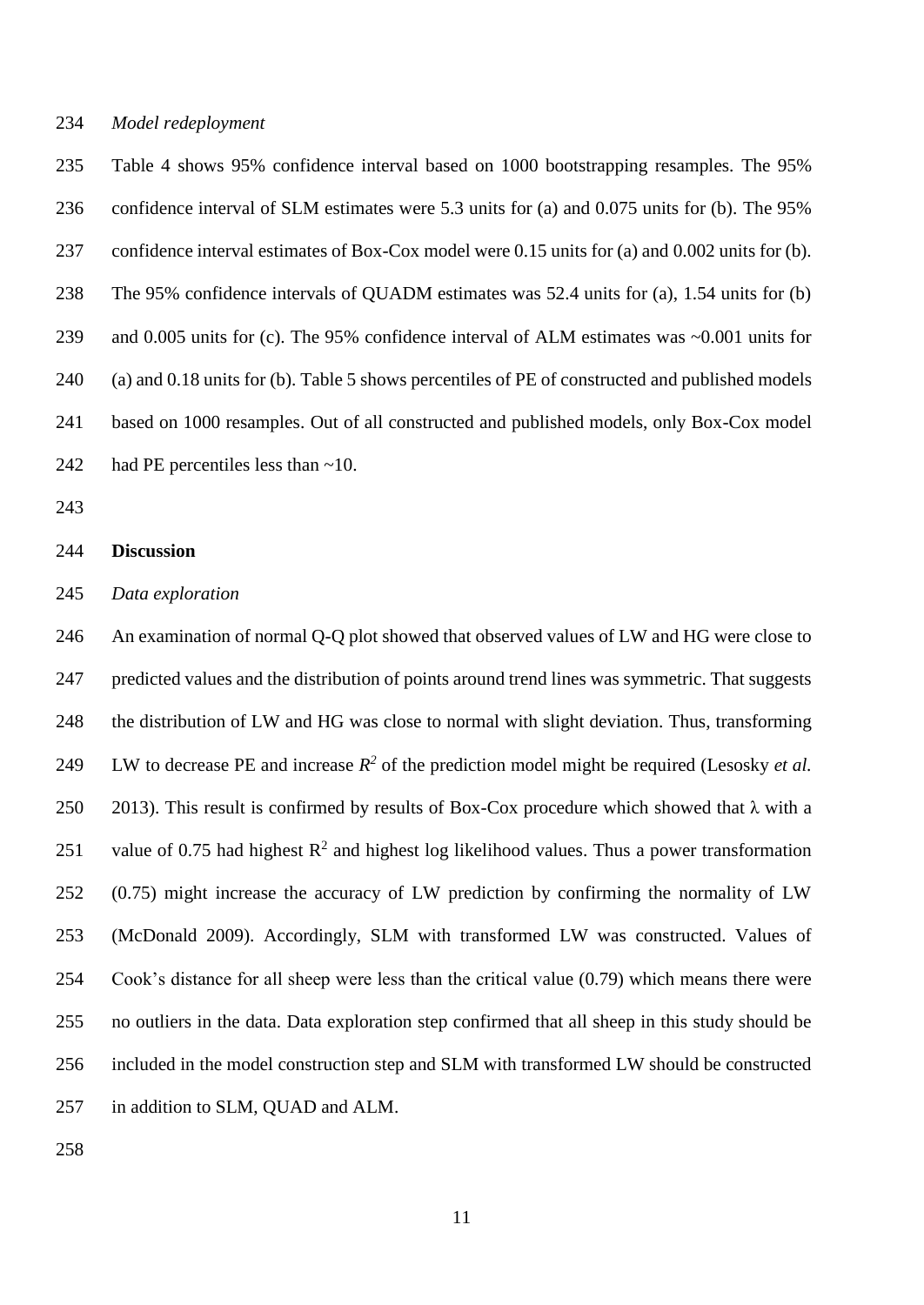*Model redeployment*

Table 4 shows 95% confidence interval based on 1000 bootstrapping resamples. The 95% confidence interval of SLM estimates were 5.3 units for (a) and 0.075 units for (b). The 95% confidence interval estimates of Box-Cox model were 0.15 units for (a) and 0.002 units for (b). The 95% confidence intervals of QUADM estimates was 52.4 units for (a), 1.54 units for (b) and 0.005 units for (c). The 95% confidence interval of ALM estimates was ~0.001 units for (a) and 0.18 units for (b). Table 5 shows percentiles of PE of constructed and published models based on 1000 resamples. Out of all constructed and published models, only Box-Cox model had PE percentiles less than ~10.

## Discussion

*Data exploration*

An examination of normal Q-Q plot showed that observed values of LW and HG were close to predicted values and the distribution of points around trend lines was symmetric. That suggests the distribution of LW and HG was close to normal with slight deviation. Thus, transforming LW to decrease PE and increase $R^2$ of the prediction model might be required (Lesosky *et al.* 2013). This result is confirmed by results of Box-Cox procedure which showed that $\lambda$ with a value of 0.75 had highest $R^2$ and highest log likelihood values. Thus a power transformation (0.75) might increase the accuracy of LW prediction by confirming the normality of LW (McDonald 2009). Accordingly, SLM with transformed LW was constructed. Values of Cook's distance for all sheep were less than the critical value (0.79) which means there were no outliers in the data. Data exploration step confirmed that all sheep in this study should be included in the model construction step and SLM with transformed LW should be constructed in addition to SLM, QUAD and ALM.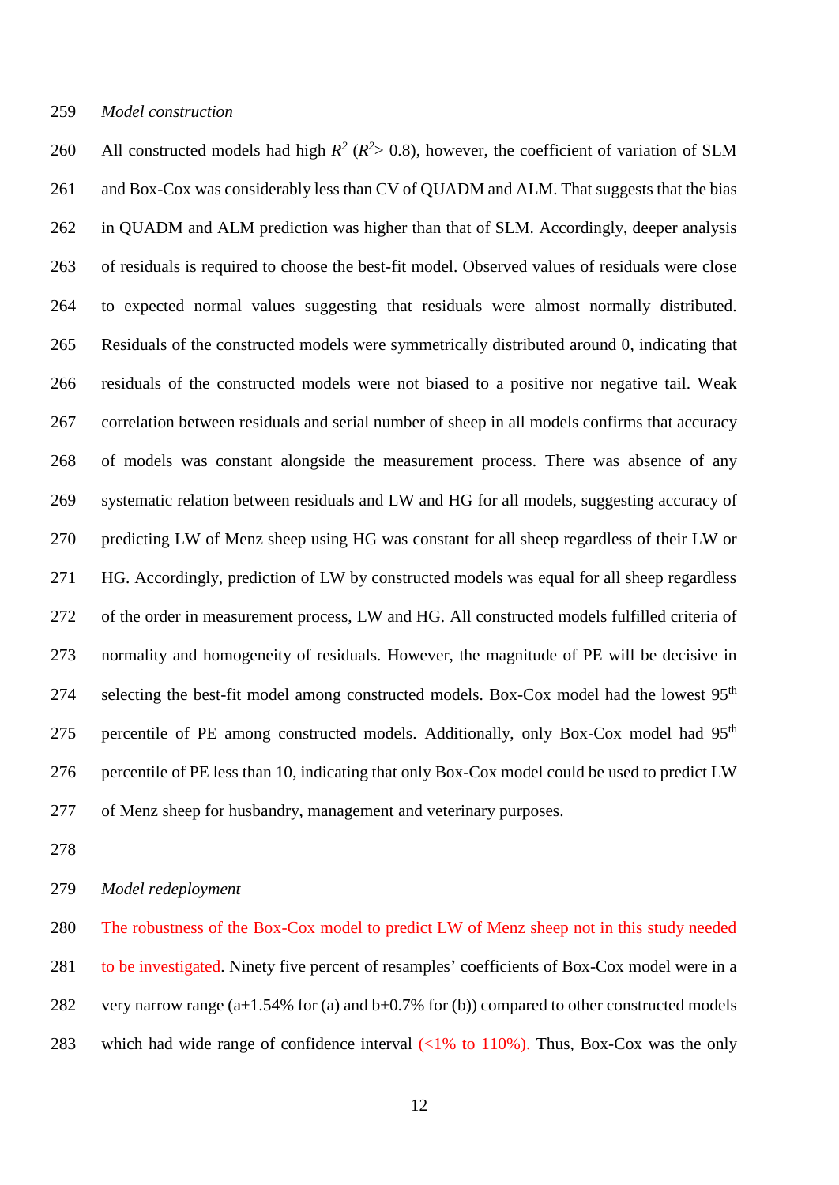*Model construction*

All constructed models had high $R^2$ ($R^2$> 0.8), however, the coefficient of variation of SLM and Box-Cox was considerably less than CV of QUADM and ALM. That suggests that the bias in QUADM and ALM prediction was higher than that of SLM. Accordingly, deeper analysis of residuals is required to choose the best-fit model. Observed values of residuals were close to expected normal values suggesting that residuals were almost normally distributed. Residuals of the constructed models were symmetrically distributed around 0, indicating that residuals of the constructed models were not biased to a positive nor negative tail. Weak correlation between residuals and serial number of sheep in all models confirms that accuracy of models was constant alongside the measurement process. There was absence of any systematic relation between residuals and LW and HG for all models, suggesting accuracy of predicting LW of Menz sheep using HG was constant for all sheep regardless of their LW or HG. Accordingly, prediction of LW by constructed models was equal for all sheep regardless of the order in measurement process, LW and HG. All constructed models fulfilled criteria of normality and homogeneity of residuals. However, the magnitude of PE will be decisive in selecting the best-fit model among constructed models. Box-Cox model had the lowest 95$^{th}$ percentile of PE among constructed models. Additionally, only Box-Cox model had 95$^{th}$ percentile of PE less than 10, indicating that only Box-Cox model could be used to predict LW of Menz sheep for husbandry, management and veterinary purposes.

*Model redeployment*

The robustness of the Box-Cox model to predict LW of Menz sheep not in this study needed to be investigated. Ninety five percent of resamples' coefficients of Box-Cox model were in a very narrow range (a±1.54% for (a) and b±0.7% for (b)) compared to other constructed models which had wide range of confidence interval (<1% to 110%). Thus, Box-Cox was the only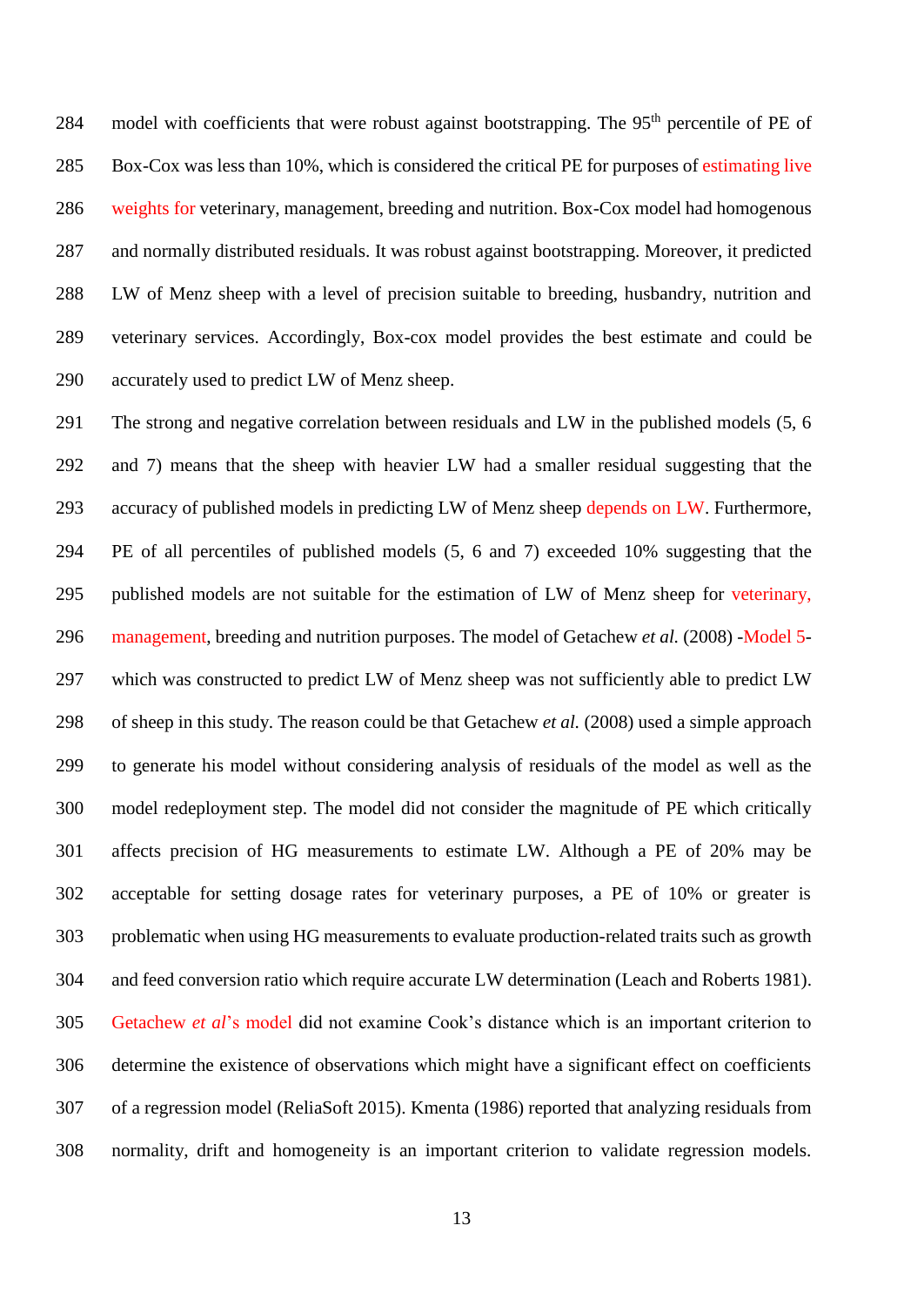model with coefficients that were robust against bootstrapping. The 95th percentile of PE of Box-Cox was less than 10%, which is considered the critical PE for purposes of estimating live weights for veterinary, management, breeding and nutrition. Box-Cox model had homogenous and normally distributed residuals. It was robust against bootstrapping. Moreover, it predicted LW of Menz sheep with a level of precision suitable to breeding, husbandry, nutrition and veterinary services. Accordingly, Box-cox model provides the best estimate and could be accurately used to predict LW of Menz sheep.

The strong and negative correlation between residuals and LW in the published models (5, 6 and 7) means that the sheep with heavier LW had a smaller residual suggesting that the accuracy of published models in predicting LW of Menz sheep depends on LW. Furthermore, PE of all percentiles of published models (5, 6 and 7) exceeded 10% suggesting that the published models are not suitable for the estimation of LW of Menz sheep for veterinary, management, breeding and nutrition purposes. The model of Getachew *et al.* (2008) -Model 5- which was constructed to predict LW of Menz sheep was not sufficiently able to predict LW of sheep in this study. The reason could be that Getachew *et al.* (2008) used a simple approach to generate his model without considering analysis of residuals of the model as well as the model redeployment step. The model did not consider the magnitude of PE which critically affects precision of HG measurements to estimate LW. Although a PE of 20% may be acceptable for setting dosage rates for veterinary purposes, a PE of 10% or greater is problematic when using HG measurements to evaluate production-related traits such as growth and feed conversion ratio which require accurate LW determination (Leach and Roberts 1981). Getachew *et al*'s model did not examine Cook's distance which is an important criterion to determine the existence of observations which might have a significant effect on coefficients of a regression model (ReliaSoft 2015). Kmenta (1986) reported that analyzing residuals from normality, drift and homogeneity is an important criterion to validate regression models.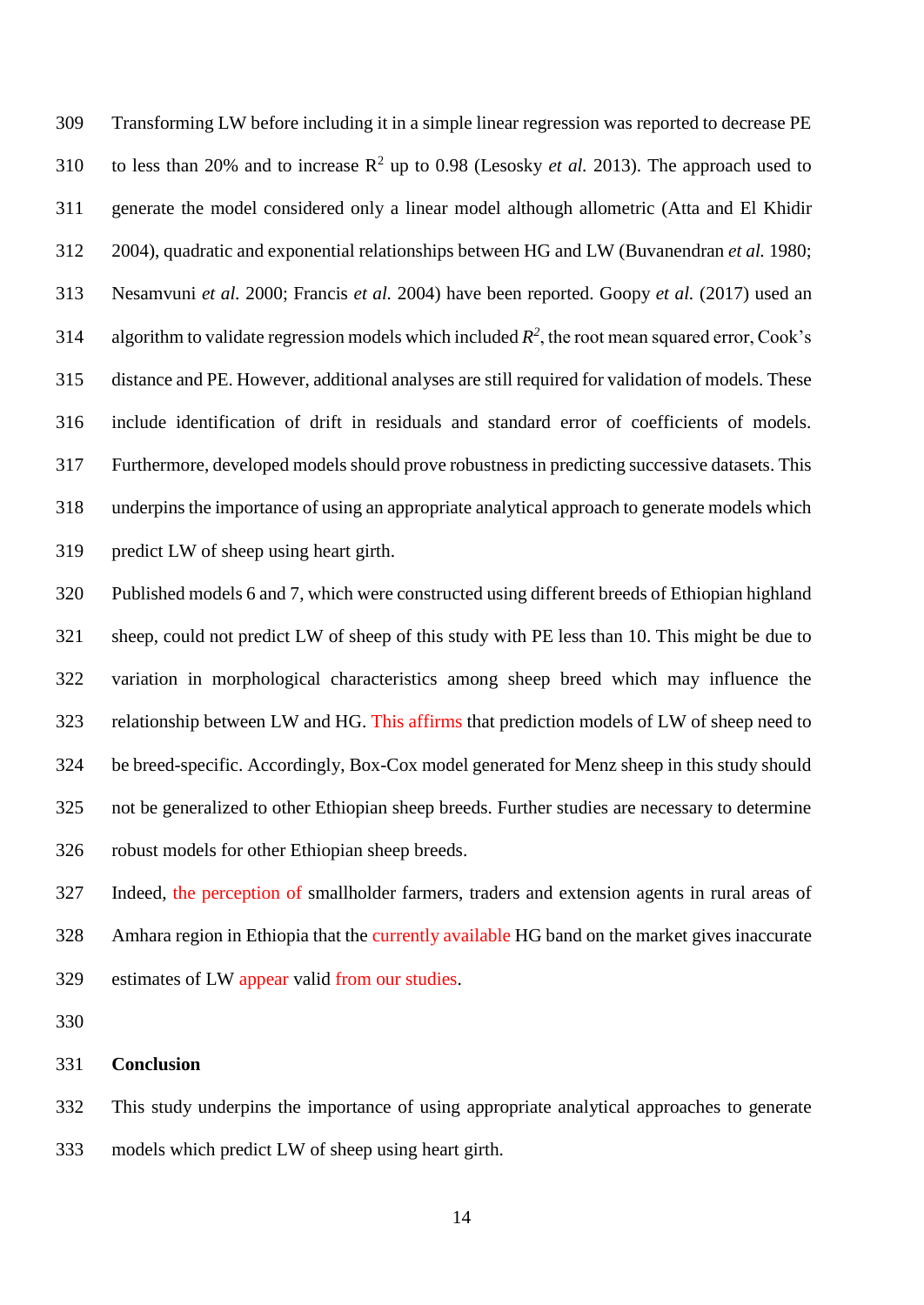Transforming LW before including it in a simple linear regression was reported to decrease PE to less than 20% and to increase $R^2$ up to 0.98 (Lesosky *et al.* 2013). The approach used to generate the model considered only a linear model although allometric (Atta and El Khidir 2004), quadratic and exponential relationships between HG and LW (Buvanendran *et al.* 1980; Nesamvuni *et al.* 2000; Francis *et al.* 2004) have been reported. Goopy *et al.* (2017) used an algorithm to validate regression models which included $R^2$, the root mean squared error, Cook's distance and PE. However, additional analyses are still required for validation of models. These include identification of drift in residuals and standard error of coefficients of models. Furthermore, developed models should prove robustness in predicting successive datasets. This underpins the importance of using an appropriate analytical approach to generate models which predict LW of sheep using heart girth.

Published models 6 and 7, which were constructed using different breeds of Ethiopian highland sheep, could not predict LW of sheep of this study with PE less than 10. This might be due to variation in morphological characteristics among sheep breed which may influence the relationship between LW and HG. This affirms that prediction models of LW of sheep need to be breed-specific. Accordingly, Box-Cox model generated for Menz sheep in this study should not be generalized to other Ethiopian sheep breeds. Further studies are necessary to determine robust models for other Ethiopian sheep breeds.

Indeed, the perception of smallholder farmers, traders and extension agents in rural areas of Amhara region in Ethiopia that the currently available HG band on the market gives inaccurate estimates of LW appear valid from our studies.

**Conclusion**

This study underpins the importance of using appropriate analytical approaches to generate models which predict LW of sheep using heart girth.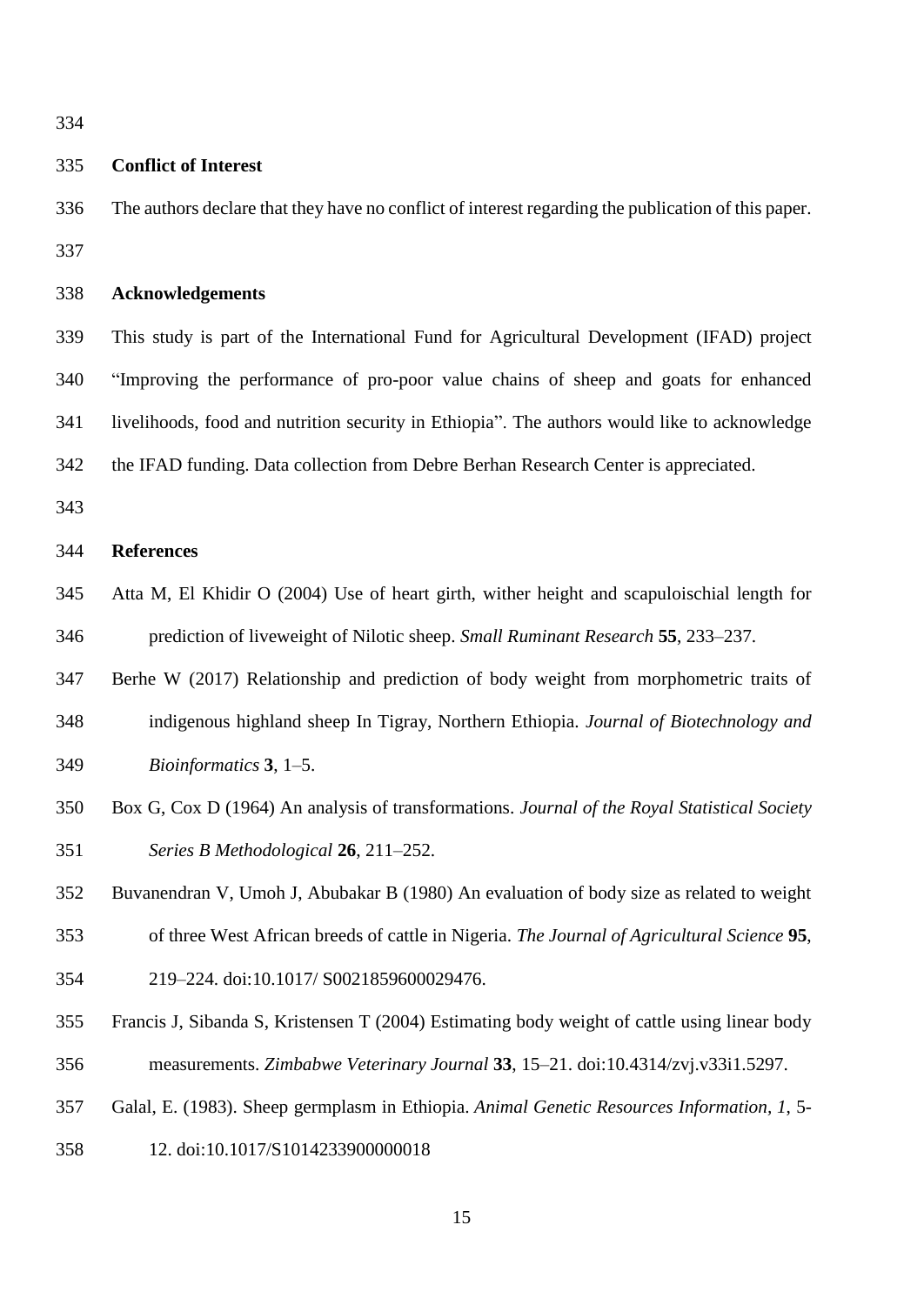## Conflict of Interest

The authors declare that they have no conflict of interest regarding the publication of this paper.

## Acknowledgements

This study is part of the International Fund for Agricultural Development (IFAD) project "Improving the performance of pro-poor value chains of sheep and goats for enhanced livelihoods, food and nutrition security in Ethiopia". The authors would like to acknowledge the IFAD funding. Data collection from Debre Berhan Research Center is appreciated.

## References

Atta M, El Khidir O (2004) Use of heart girth, wither height and scapuloischial length for prediction of liveweight of Nilotic sheep. *Small Ruminant Research* **55**, 233–237.

Berhe W (2017) Relationship and prediction of body weight from morphometric traits of indigenous highland sheep In Tigray, Northern Ethiopia. *Journal of Biotechnology and Bioinformatics* **3**, 1–5.

Box G, Cox D (1964) An analysis of transformations. *Journal of the Royal Statistical Society Series B Methodological* **26**, 211–252.

Buvanendran V, Umoh J, Abubakar B (1980) An evaluation of body size as related to weight of three West African breeds of cattle in Nigeria. *The Journal of Agricultural Science* **95**, 219–224. doi:10.1017/ S0021859600029476.

Francis J, Sibanda S, Kristensen T (2004) Estimating body weight of cattle using linear body measurements. *Zimbabwe Veterinary Journal* **33**, 15–21. doi:10.4314/zvj.v33i1.5297.

Galal, E. (1983). Sheep germplasm in Ethiopia. *Animal Genetic Resources Information*, *1*, 5-12. doi:10.1017/S1014233900000018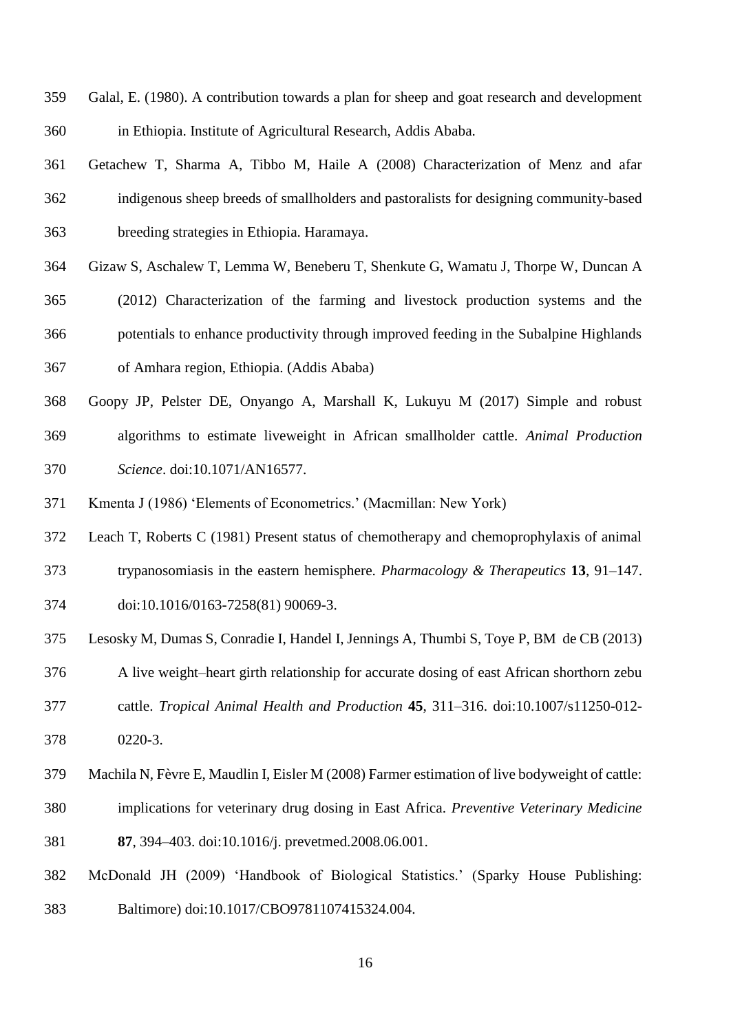Galal, E. (1980). A contribution towards a plan for sheep and goat research and development in Ethiopia. Institute of Agricultural Research, Addis Ababa.

Getachew T, Sharma A, Tibbo M, Haile A (2008) Characterization of Menz and afar indigenous sheep breeds of smallholders and pastoralists for designing community-based breeding strategies in Ethiopia. Haramaya.

Gizaw S, Aschalew T, Lemma W, Beneberu T, Shenkute G, Wamatu J, Thorpe W, Duncan A (2012) Characterization of the farming and livestock production systems and the potentials to enhance productivity through improved feeding in the Subalpine Highlands of Amhara region, Ethiopia. (Addis Ababa)

Goopy JP, Pelster DE, Onyango A, Marshall K, Lukuyu M (2017) Simple and robust algorithms to estimate liveweight in African smallholder cattle. *Animal Production Science*. doi:10.1071/AN16577.

Kmenta J (1986) 'Elements of Econometrics.' (Macmillan: New York)

Leach T, Roberts C (1981) Present status of chemotherapy and chemoprophylaxis of animal trypanosomiasis in the eastern hemisphere. *Pharmacology & Therapeutics* **13**, 91–147. doi:10.1016/0163-7258(81) 90069-3.

Lesosky M, Dumas S, Conradie I, Handel I, Jennings A, Thumbi S, Toye P, BM de CB (2013) A live weight–heart girth relationship for accurate dosing of east African shorthorn zebu cattle. *Tropical Animal Health and Production* **45**, 311–316. doi:10.1007/s11250-012-0220-3.

Machila N, Fèvre E, Maudlin I, Eisler M (2008) Farmer estimation of live bodyweight of cattle: implications for veterinary drug dosing in East Africa. *Preventive Veterinary Medicine* **87**, 394–403. doi:10.1016/j. prevetmed.2008.06.001.

McDonald JH (2009) 'Handbook of Biological Statistics.' (Sparky House Publishing: Baltimore) doi:10.1017/CBO9781107415324.004.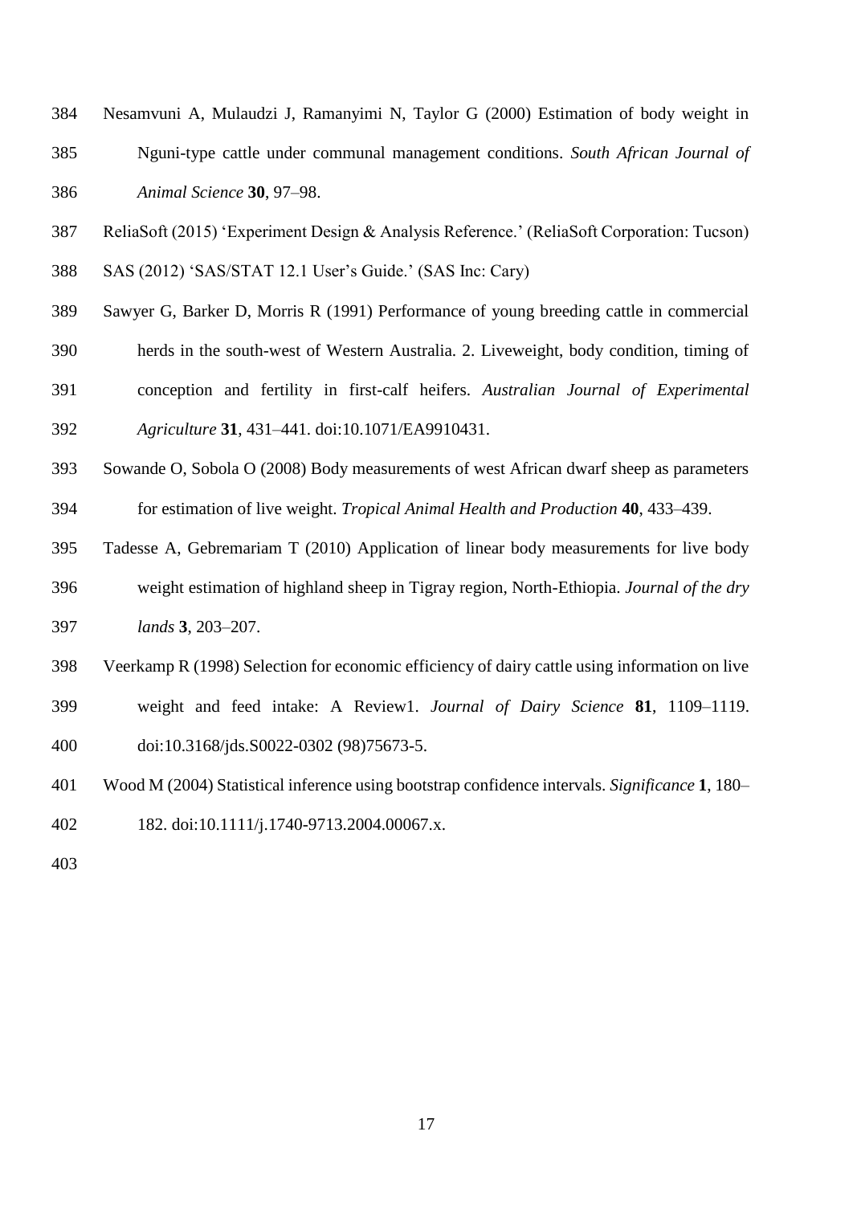Nesamvuni A, Mulaudzi J, Ramanyimi N, Taylor G (2000) Estimation of body weight in Nguni-type cattle under communal management conditions. *South African Journal of Animal Science* **30**, 97–98.

ReliaSoft (2015) 'Experiment Design & Analysis Reference.' (ReliaSoft Corporation: Tucson)

SAS (2012) 'SAS/STAT 12.1 User's Guide.' (SAS Inc: Cary)

Sawyer G, Barker D, Morris R (1991) Performance of young breeding cattle in commercial herds in the south-west of Western Australia. 2. Liveweight, body condition, timing of conception and fertility in first-calf heifers. *Australian Journal of Experimental Agriculture* **31**, 431–441. doi:10.1071/EA9910431.

Sowande O, Sobola O (2008) Body measurements of west African dwarf sheep as parameters for estimation of live weight. *Tropical Animal Health and Production* **40**, 433–439.

Tadesse A, Gebremariam T (2010) Application of linear body measurements for live body weight estimation of highland sheep in Tigray region, North-Ethiopia. *Journal of the dry lands* **3**, 203–207.

Veerkamp R (1998) Selection for economic efficiency of dairy cattle using information on live weight and feed intake: A Review1. *Journal of Dairy Science* **81**, 1109–1119. doi:10.3168/jds.S0022-0302 (98)75673-5.

Wood M (2004) Statistical inference using bootstrap confidence intervals. *Significance* **1**, 180–182. doi:10.1111/j.1740-9713.2004.00067.x.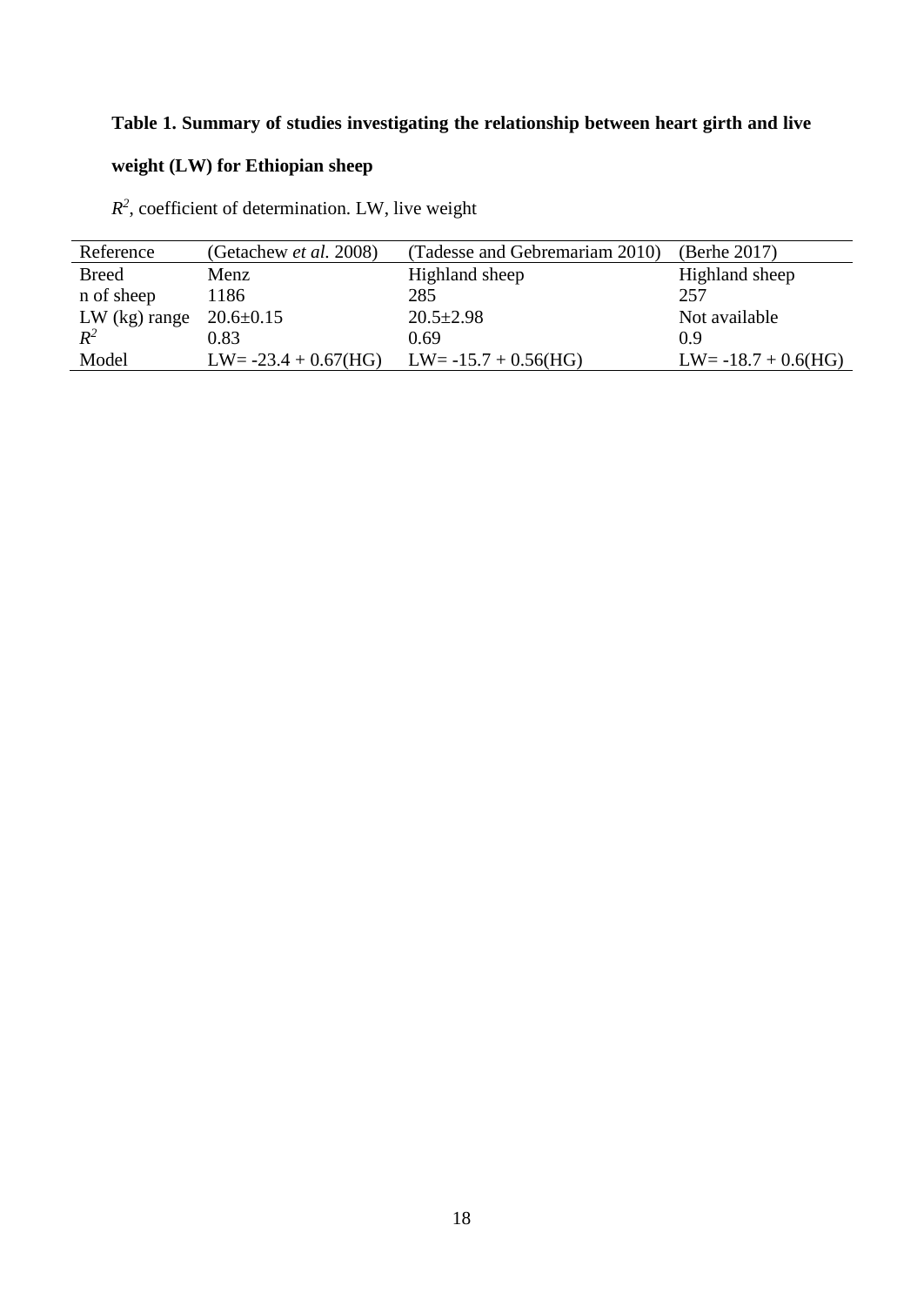**Table 1. Summary of studies investigating the relationship between heart girth and live weight (LW) for Ethiopian sheep**

$R^2$, coefficient of determination. LW, live weight

| Reference | (Getachew *et al.* 2008) | (Tadesse and Gebremariam 2010) | (Berhe 2017) |
|---|---|---|---|
| Breed | Menz | Highland sheep | Highland sheep |
| n of sheep | 1186 | 285 | 257 |
| LW (kg) range | 20.6±0.15 | 20.5±2.98 | Not available |
| $R^2$ | 0.83 | 0.69 | 0.9 |
| Model | LW= -23.4 + 0.67(HG) | LW= -15.7 + 0.56(HG) | LW= -18.7 + 0.6(HG) |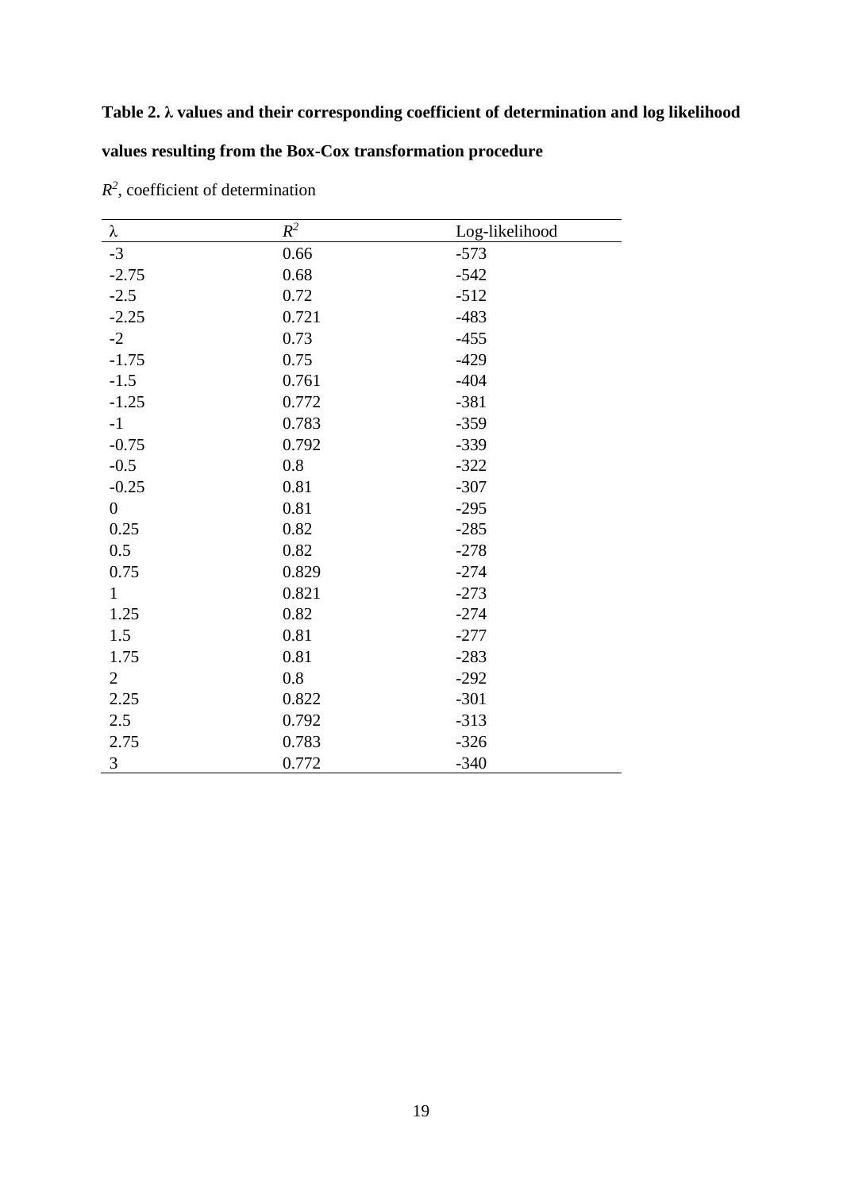**Table 2. λ values and their corresponding coefficient of determination and log likelihood values resulting from the Box-Cox transformation procedure**

$R^2$, coefficient of determination

| λ | $R^2$ | Log-likelihood |
| --- | --- | --- |
| -3 | 0.66 | -573 |
| -2.75 | 0.68 | -542 |
| -2.5 | 0.72 | -512 |
| -2.25 | 0.721 | -483 |
| -2 | 0.73 | -455 |
| -1.75 | 0.75 | -429 |
| -1.5 | 0.761 | -404 |
| -1.25 | 0.772 | -381 |
| -1 | 0.783 | -359 |
| -0.75 | 0.792 | -339 |
| -0.5 | 0.8 | -322 |
| -0.25 | 0.81 | -307 |
| 0 | 0.81 | -295 |
| 0.25 | 0.82 | -285 |
| 0.5 | 0.82 | -278 |
| 0.75 | 0.829 | -274 |
| 1 | 0.821 | -273 |
| 1.25 | 0.82 | -274 |
| 1.5 | 0.81 | -277 |
| 1.75 | 0.81 | -283 |
| 2 | 0.8 | -292 |
| 2.25 | 0.822 | -301 |
| 2.5 | 0.792 | -313 |
| 2.75 | 0.783 | -326 |
| 3 | 0.772 | -340 |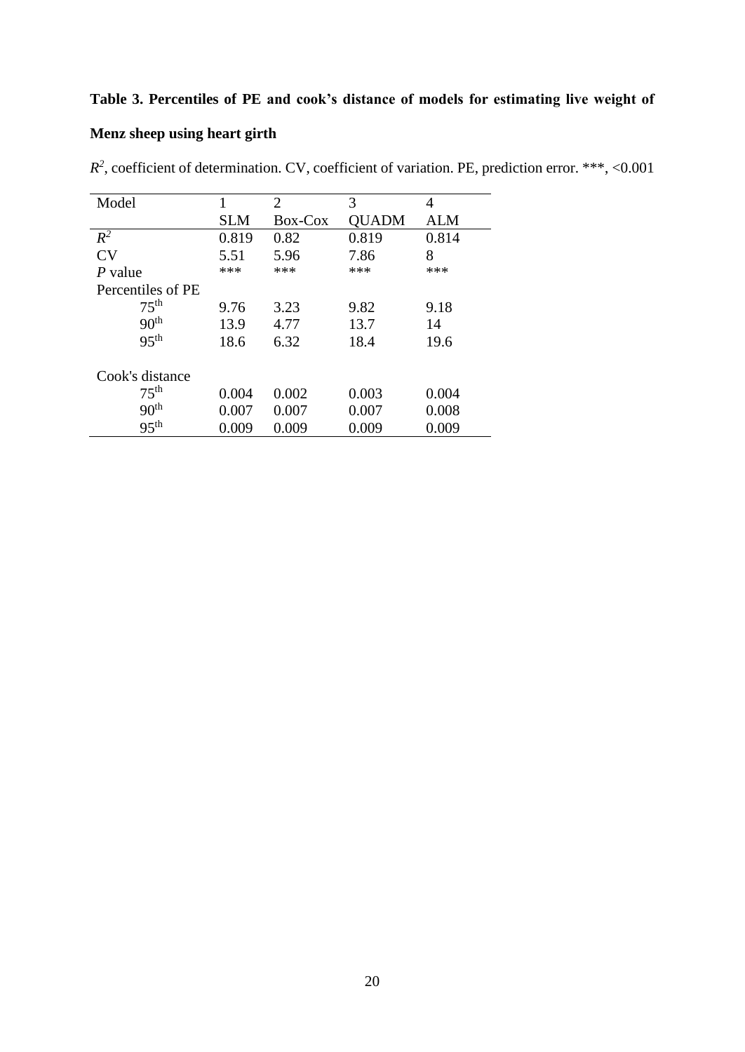**Table 3. Percentiles of PE and cook's distance of models for estimating live weight of Menz sheep using heart girth**

$R^2$, coefficient of determination. CV, coefficient of variation. PE, prediction error. ***, <0.001

| Model | 1 | 2 | 3 | 4 |
|---|---|---|---|---|
| | SLM | Box-Cox | QUADM | ALM |
| $R^2$ | 0.819 | 0.82 | 0.819 | 0.814 |
| CV | 5.51 | 5.96 | 7.86 | 8 |
| *P* value | *** | *** | *** | *** |
| Percentiles of PE | | | | |
| $75^{th}$ | 9.76 | 3.23 | 9.82 | 9.18 |
| $90^{th}$ | 13.9 | 4.77 | 13.7 | 14 |
| $95^{th}$ | 18.6 | 6.32 | 18.4 | 19.6 |
| Cook's distance | | | | |
| $75^{th}$ | 0.004 | 0.002 | 0.003 | 0.004 |
| $90^{th}$ | 0.007 | 0.007 | 0.007 | 0.008 |
| $95^{th}$ | 0.009 | 0.009 | 0.009 | 0.009 |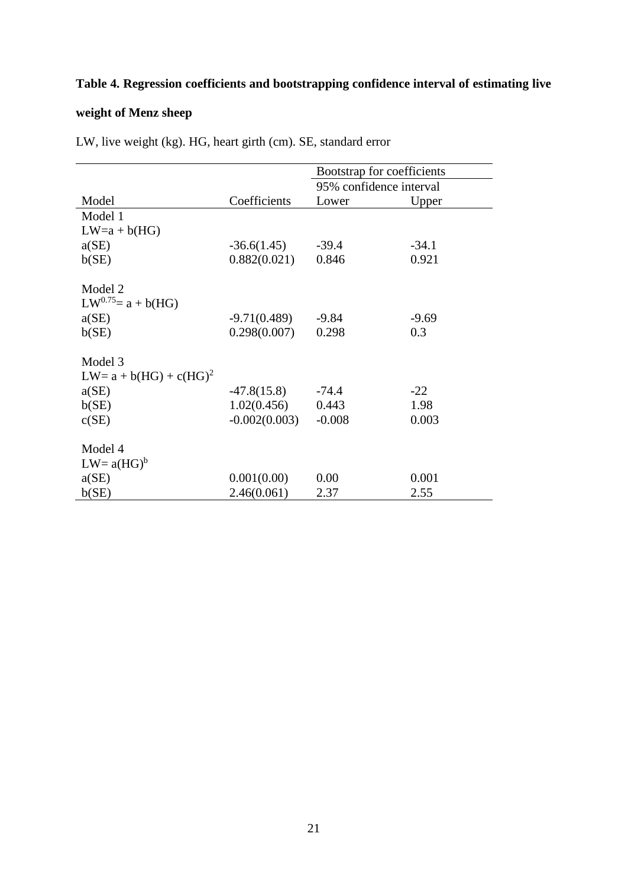**Table 4. Regression coefficients and bootstrapping confidence interval of estimating live weight of Menz sheep**

LW, live weight (kg). HG, heart girth (cm). SE, standard error

| | | Bootstrap for coefficients | |
|---|---|---|---|
| | | 95% confidence interval | |
| Model | Coefficients | Lower | Upper |
| Model 1 | | | |
| $LW = a + b(HG)$ | | | |
| a(SE) | -36.6(1.45) | -39.4 | -34.1 |
| b(SE) | 0.882(0.021) | 0.846 | 0.921 |
| Model 2 | | | |
| $LW^{0.75} = a + b(HG)$ | | | |
| a(SE) | -9.71(0.489) | -9.84 | -9.69 |
| b(SE) | 0.298(0.007) | 0.298 | 0.3 |
| Model 3 | | | |
| $LW = a + b(HG) + c(HG)^2$ | | | |
| a(SE) | -47.8(15.8) | -74.4 | -22 |
| b(SE) | 1.02(0.456) | 0.443 | 1.98 |
| c(SE) | -0.002(0.003) | -0.008 | 0.003 |
| Model 4 | | | |
| $LW = a(HG)^b$ | | | |
| a(SE) | 0.001(0.00) | 0.00 | 0.001 |
| b(SE) | 2.46(0.061) | 2.37 | 2.55 |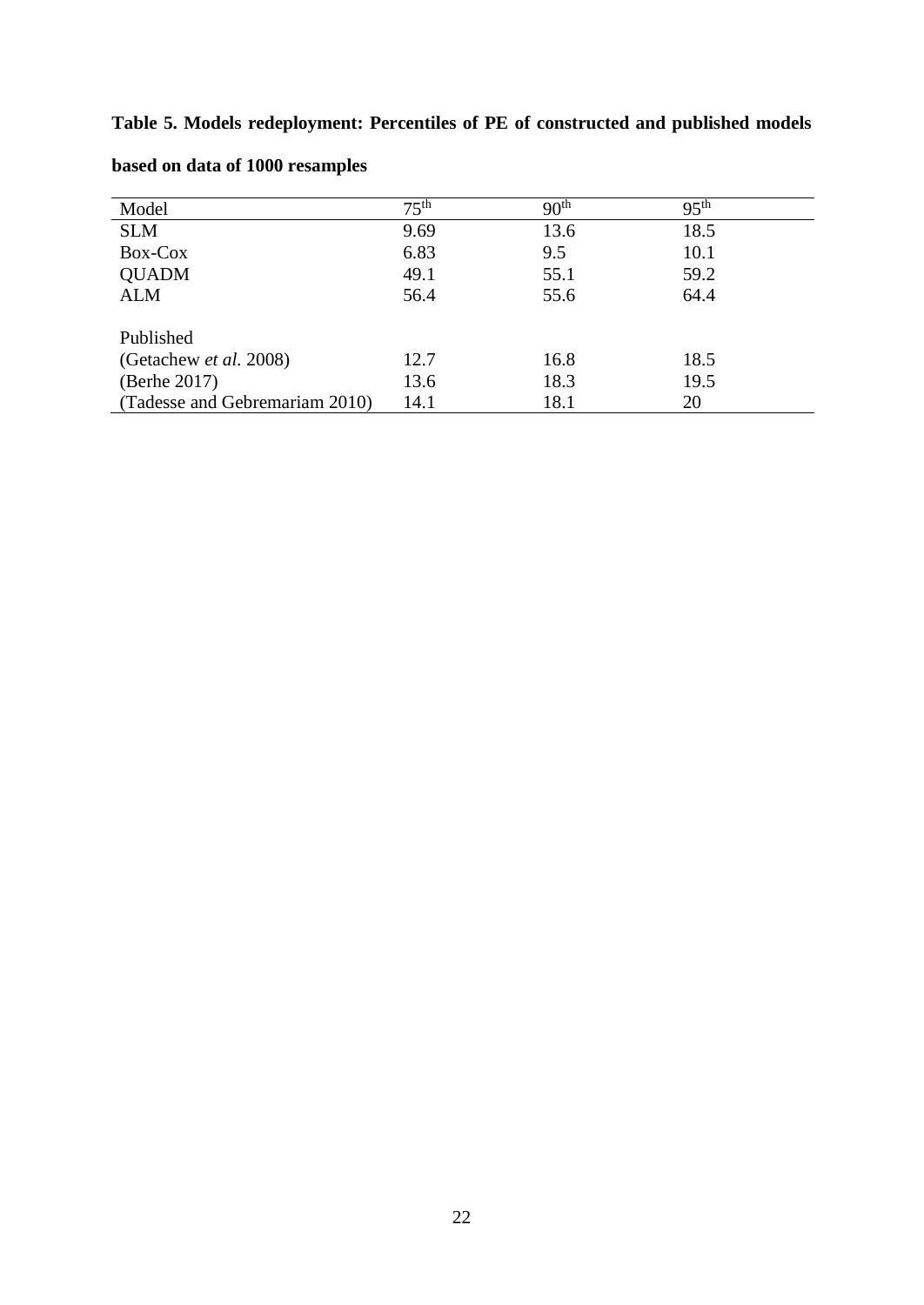**Table 5. Models redeployment: Percentiles of PE of constructed and published models based on data of 1000 resamples**

| Model | $75^{th}$ | $90^{th}$ | $95^{th}$ |
|---|---|---|---|
| SLM | 9.69 | 13.6 | 18.5 |
| Box-Cox | 6.83 | 9.5 | 10.1 |
| QUADM | 49.1 | 55.1 | 59.2 |
| ALM | 56.4 | 55.6 | 64.4 |
| | | | |
| Published | | | |
| (Getachew *et al.* 2008) | 12.7 | 16.8 | 18.5 |
| (Berhe 2017) | 13.6 | 18.3 | 19.5 |
| (Tadesse and Gebremariam 2010) | 14.1 | 18.1 | 20 |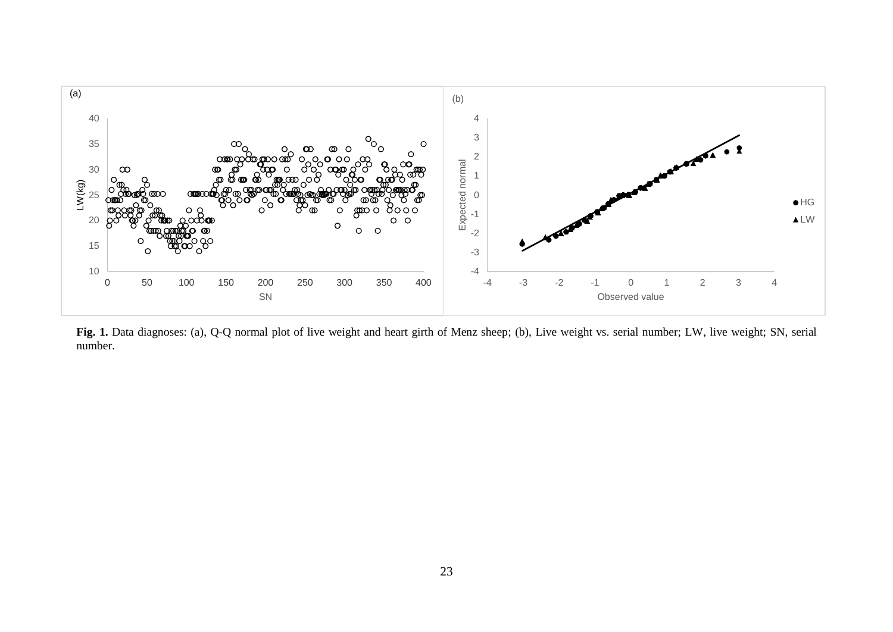**Fig. 1.** Data diagnoses: (a), Q-Q normal plot of live weight and heart girth of Menz sheep; (b), Live weight vs. serial number; LW, live weight; SN, serial number.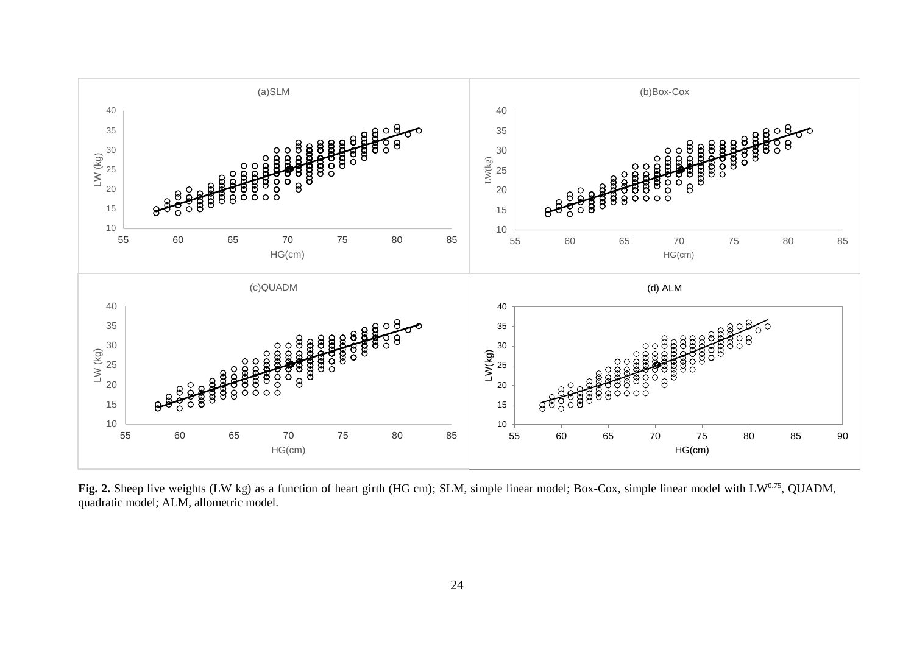**Fig. 2.** Sheep live weights (LW kg) as a function of heart girth (HG cm); SLM, simple linear model; Box-Cox, simple linear model with $LW^{0.75}$, QUADM, quadratic model; ALM, allometric model.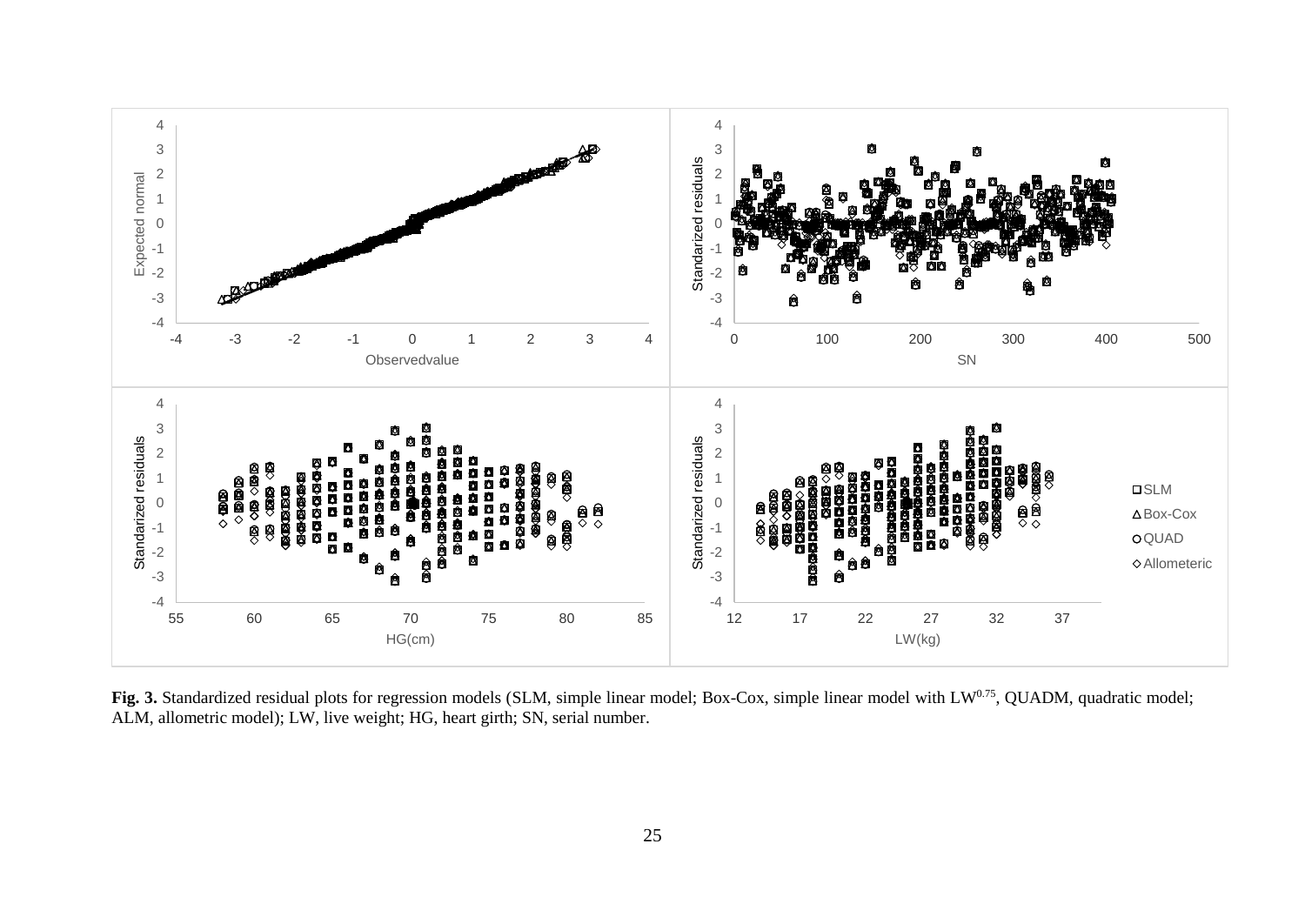**Fig. 3.** Standardized residual plots for regression models (SLM, simple linear model; Box-Cox, simple linear model with $LW^{0.75}$, QUADM, quadratic model; ALM, allometric model); LW, live weight; HG, heart girth; SN, serial number.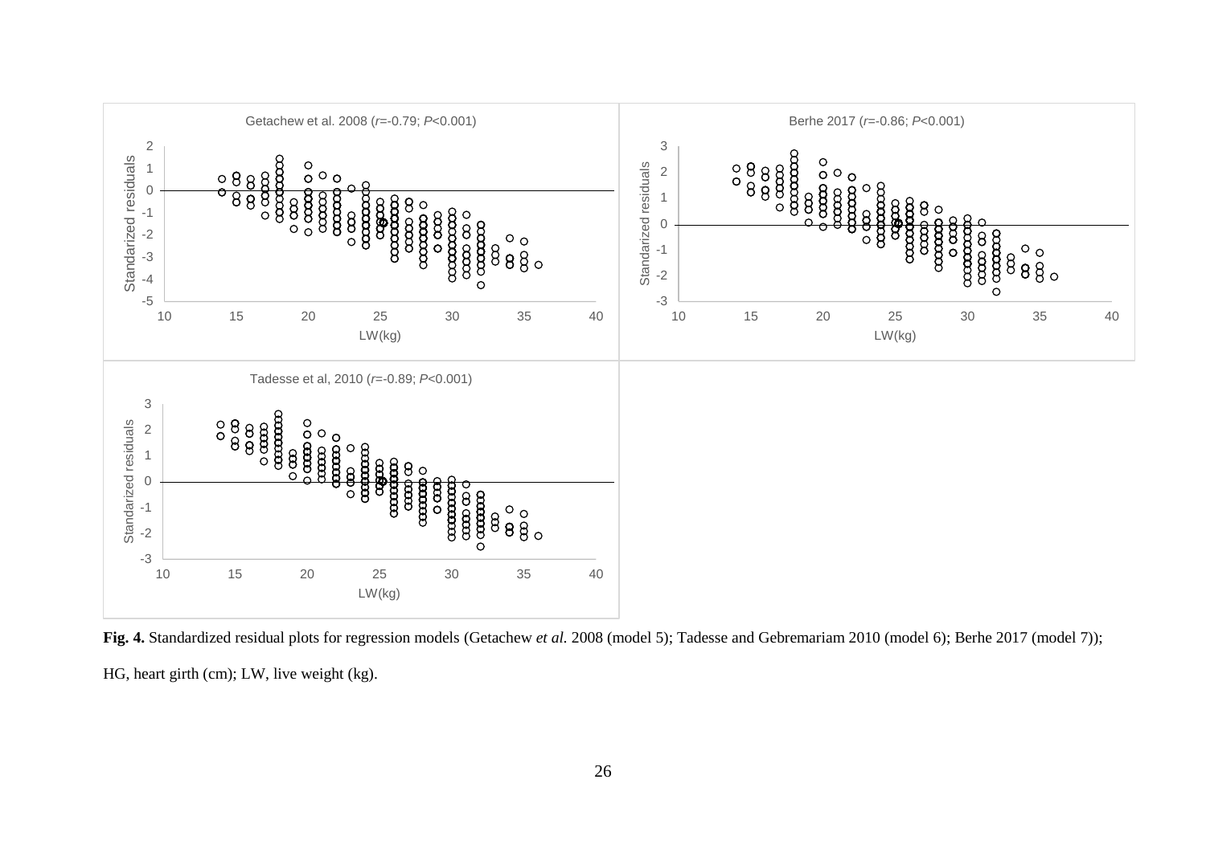Getachew et al. 2008 ($r$=-0.79; $P$<0.001)

Standarized residuals

2
1
0
-1
-2
-3
-4
-5

10 15 20 25 30 35 40

LW(kg)

Berhe 2017 ($r$=-0.86; $P$<0.001)

Standarized residuals

3
2
1
0
-1
-2
-3

10 15 20 25 30 35 40

LW(kg)

Tadesse et al, 2010 ($r$=-0.89; $P$<0.001)

Standarized residuals

3
2
1
0
-1
-2
-3

10 15 20 25 30 35 40

LW(kg)

**Fig. 4.** Standardized residual plots for regression models (Getachew *et al.* 2008 (model 5); Tadesse and Gebremariam 2010 (model 6); Berhe 2017 (model 7)); HG, heart girth (cm); LW, live weight (kg).